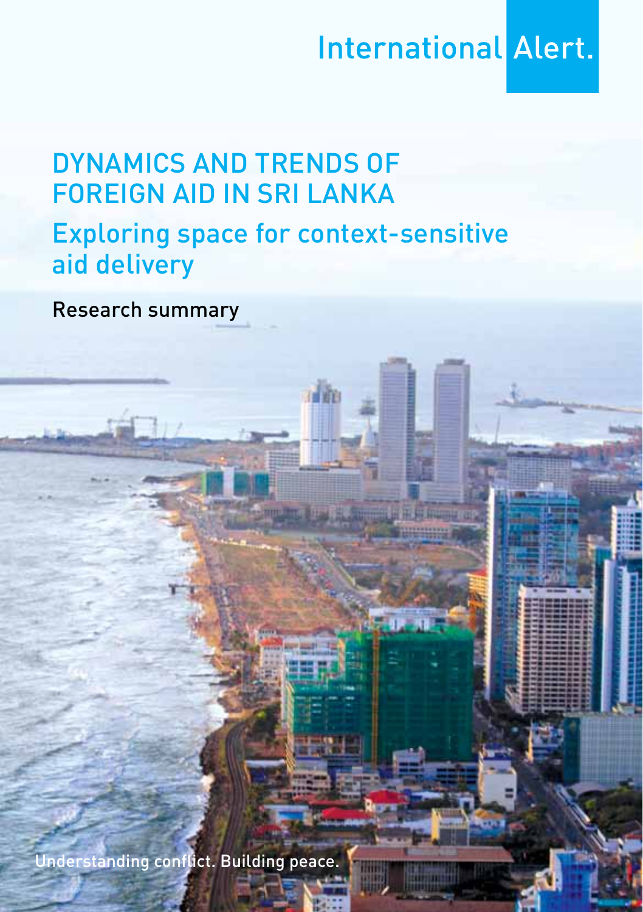International Alert.

# DYNAMICS AND TRENDS OF FOREIGN AID IN SRI LANKA

## Exploring space for context-sensitive aid delivery

Research summary

Understanding conflict. Building peace.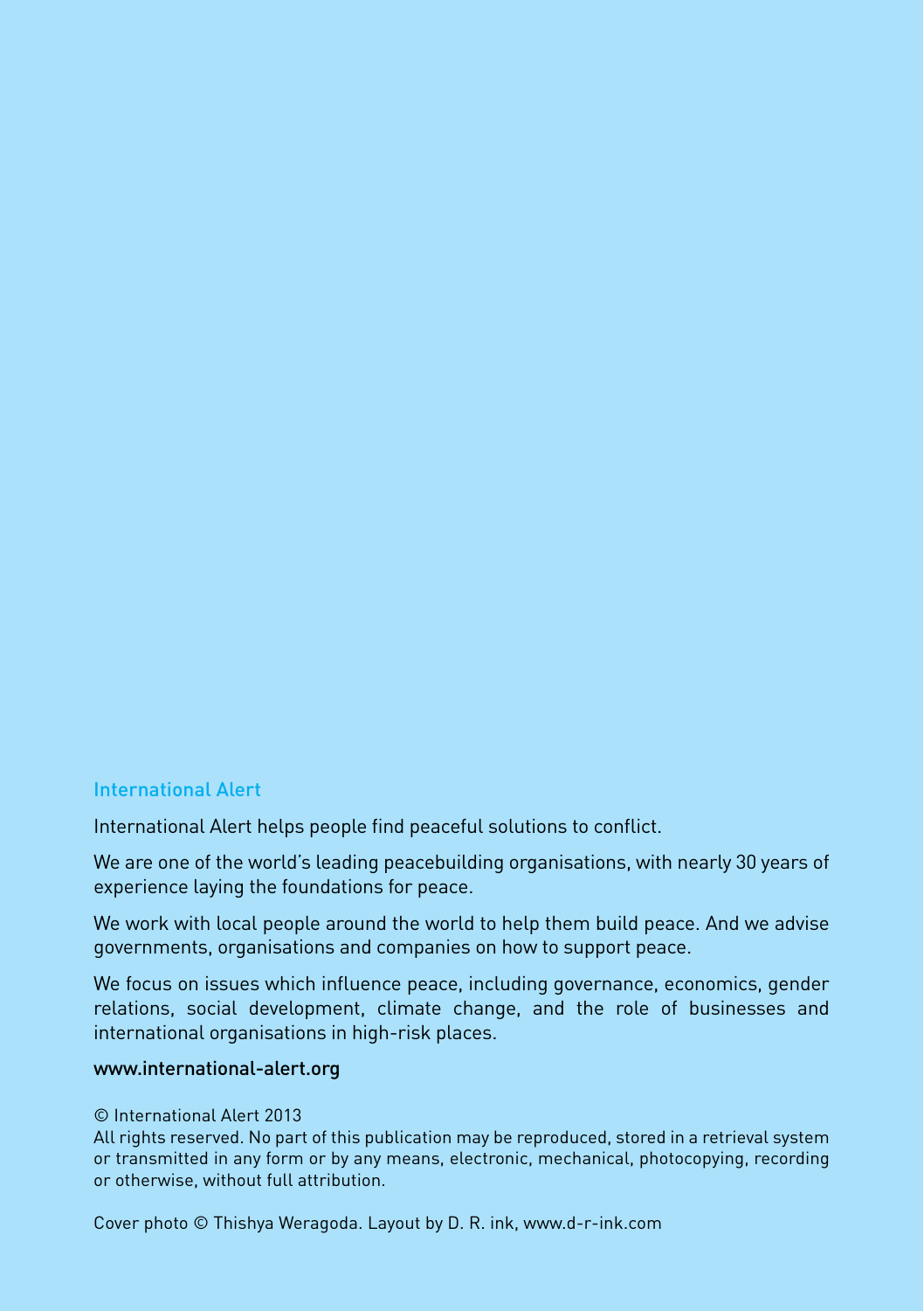## International Alert

International Alert helps people find peaceful solutions to conflict.

We are one of the world's leading peacebuilding organisations, with nearly 30 years of experience laying the foundations for peace.

We work with local people around the world to help them build peace. And we advise governments, organisations and companies on how to support peace.

We focus on issues which influence peace, including governance, economics, gender relations, social development, climate change, and the role of businesses and international organisations in high-risk places.

www.international-alert.org

© International Alert 2013
All rights reserved. No part of this publication may be reproduced, stored in a retrieval system or transmitted in any form or by any means, electronic, mechanical, photocopying, recording or otherwise, without full attribution.

Cover photo © Thishya Weragoda. Layout by D. R. ink, www.d-r-ink.com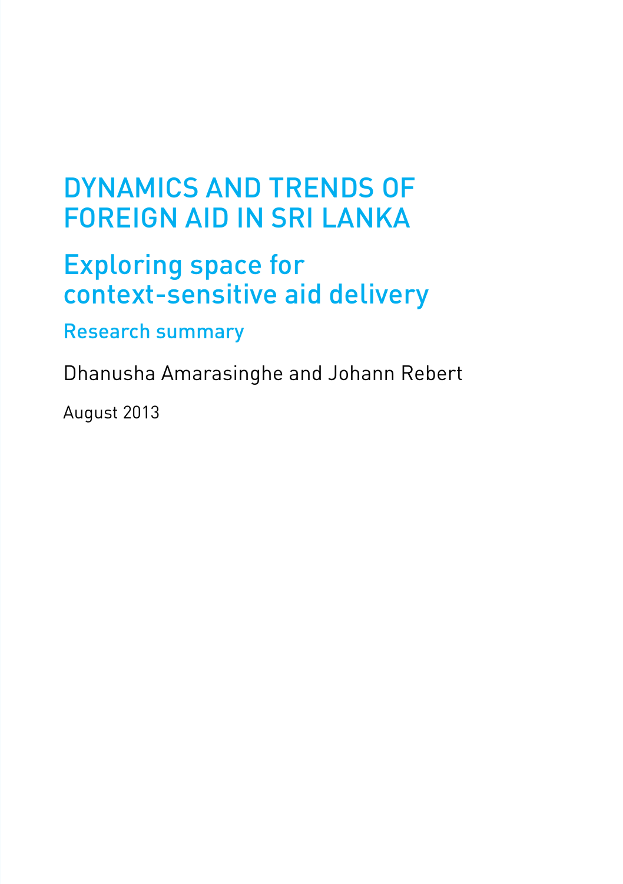# DYNAMICS AND TRENDS OF FOREIGN AID IN SRI LANKA

## Exploring space for context-sensitive aid delivery

### Research summary

Dhanusha Amarasinghe and Johann Rebert

August 2013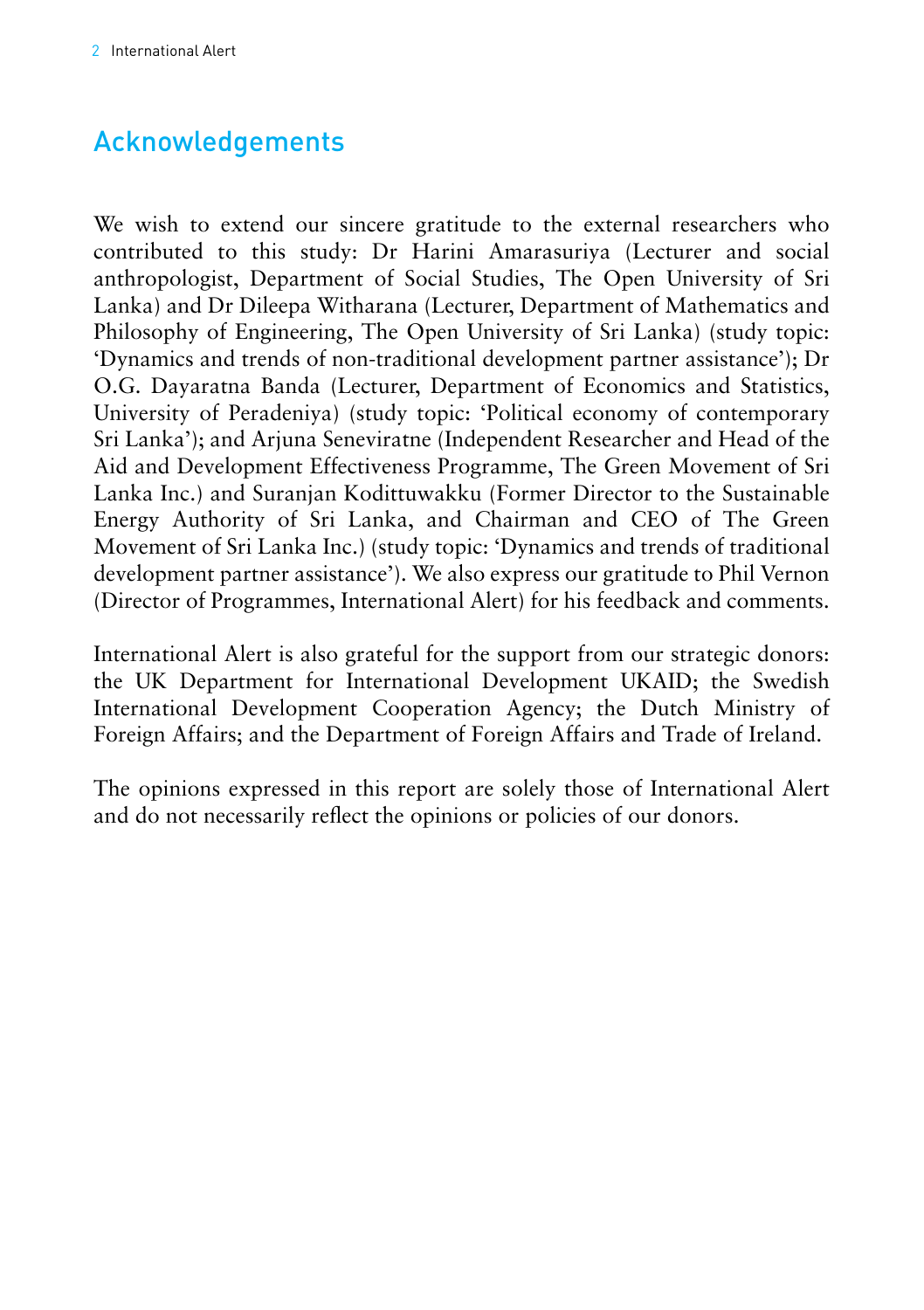## Acknowledgements

We wish to extend our sincere gratitude to the external researchers who contributed to this study: Dr Harini Amarasuriya (Lecturer and social anthropologist, Department of Social Studies, The Open University of Sri Lanka) and Dr Dileepa Witharana (Lecturer, Department of Mathematics and Philosophy of Engineering, The Open University of Sri Lanka) (study topic: 'Dynamics and trends of non-traditional development partner assistance'); Dr O.G. Dayaratna Banda (Lecturer, Department of Economics and Statistics, University of Peradeniya) (study topic: 'Political economy of contemporary Sri Lanka'); and Arjuna Seneviratne (Independent Researcher and Head of the Aid and Development Effectiveness Programme, The Green Movement of Sri Lanka Inc.) and Suranjan Kodittuwakku (Former Director to the Sustainable Energy Authority of Sri Lanka, and Chairman and CEO of The Green Movement of Sri Lanka Inc.) (study topic: 'Dynamics and trends of traditional development partner assistance'). We also express our gratitude to Phil Vernon (Director of Programmes, International Alert) for his feedback and comments.

International Alert is also grateful for the support from our strategic donors: the UK Department for International Development UKAID; the Swedish International Development Cooperation Agency; the Dutch Ministry of Foreign Affairs; and the Department of Foreign Affairs and Trade of Ireland.

The opinions expressed in this report are solely those of International Alert and do not necessarily reflect the opinions or policies of our donors.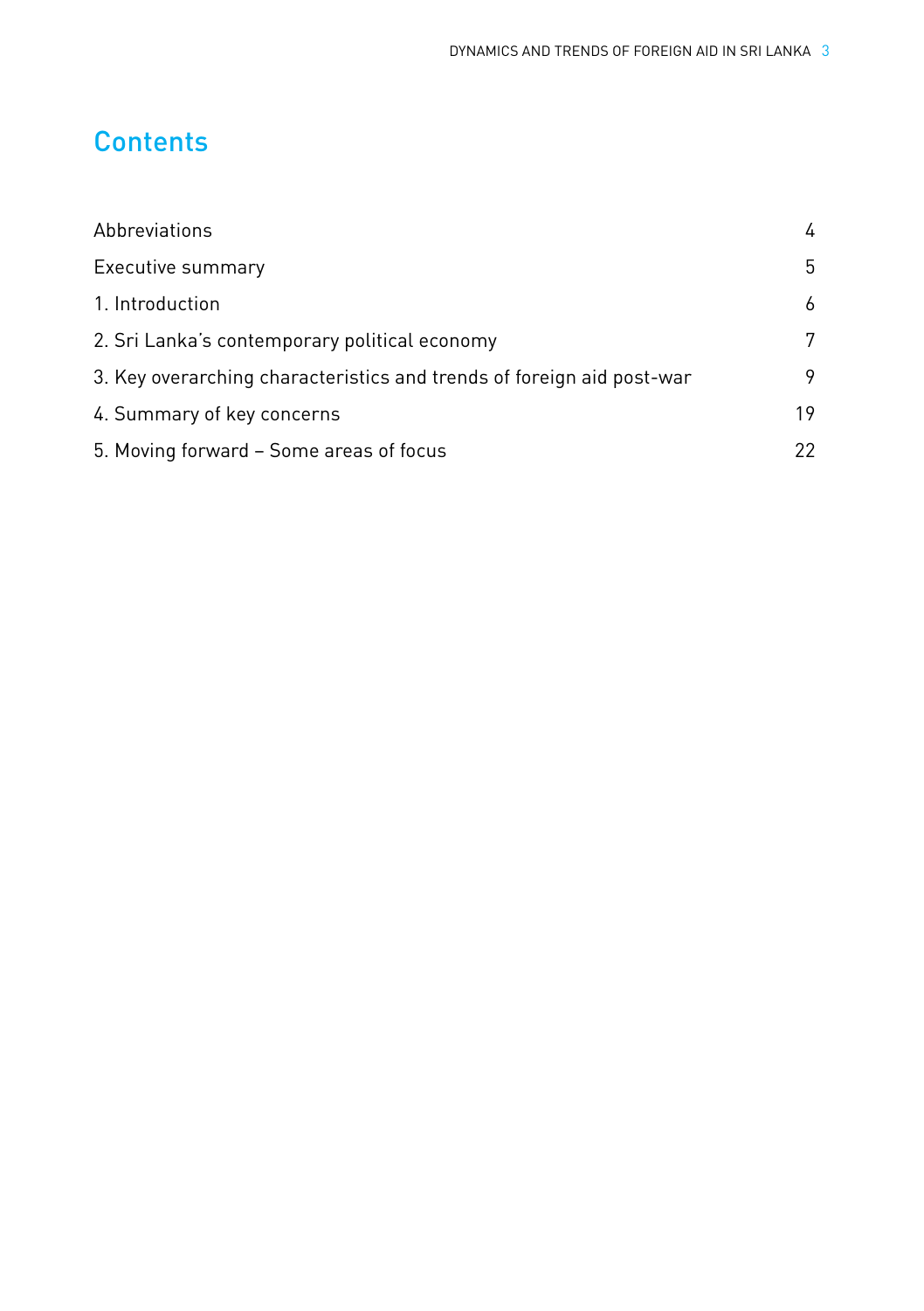# Contents

| | |
|---|---|
| Abbreviations | 4 |
| Executive summary | 5 |
| 1. Introduction | 6 |
| 2. Sri Lanka's contemporary political economy | 7 |
| 3. Key overarching characteristics and trends of foreign aid post-war | 9 |
| 4. Summary of key concerns | 19 |
| 5. Moving forward – Some areas of focus | 22 |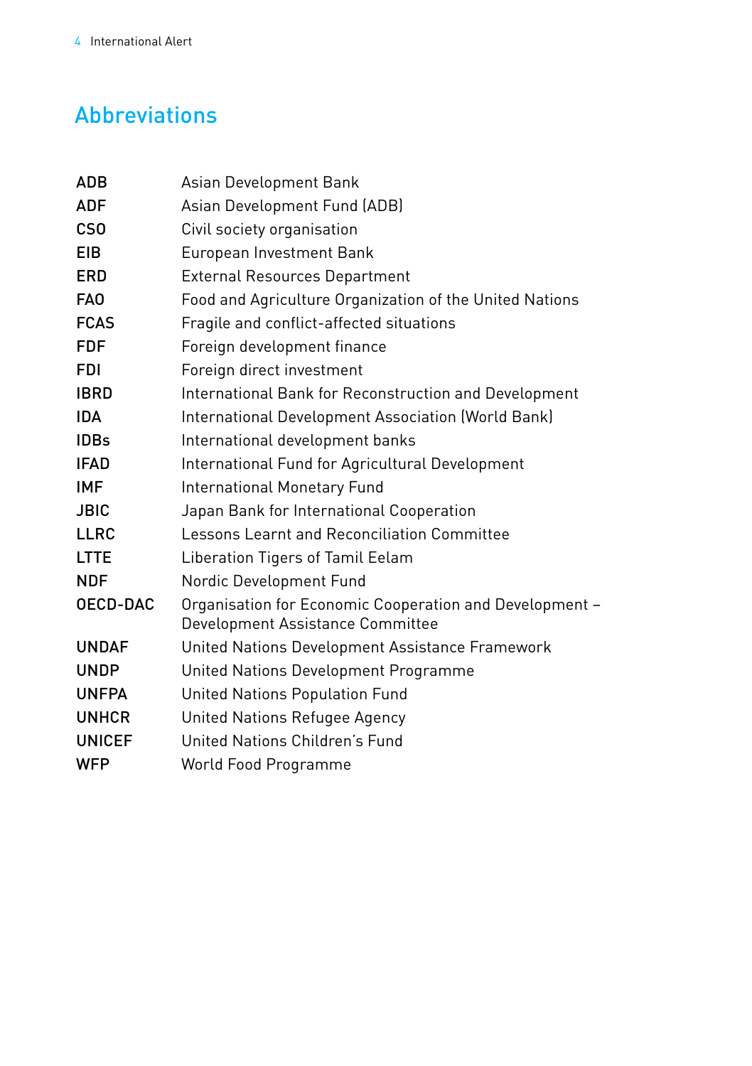## Abbreviations

| | |
|---|---|
| ADB | Asian Development Bank |
| ADF | Asian Development Fund (ADB) |
| CSO | Civil society organisation |
| EIB | European Investment Bank |
| ERD | External Resources Department |
| FAO | Food and Agriculture Organization of the United Nations |
| FCAS | Fragile and conflict-affected situations |
| FDF | Foreign development finance |
| FDI | Foreign direct investment |
| IBRD | International Bank for Reconstruction and Development |
| IDA | International Development Association (World Bank) |
| IDBs | International development banks |
| IFAD | International Fund for Agricultural Development |
| IMF | International Monetary Fund |
| JBIC | Japan Bank for International Cooperation |
| LLRC | Lessons Learnt and Reconciliation Committee |
| LTTE | Liberation Tigers of Tamil Eelam |
| NDF | Nordic Development Fund |
| OECD-DAC | Organisation for Economic Cooperation and Development – Development Assistance Committee |
| UNDAF | United Nations Development Assistance Framework |
| UNDP | United Nations Development Programme |
| UNFPA | United Nations Population Fund |
| UNHCR | United Nations Refugee Agency |
| UNICEF | United Nations Children's Fund |
| WFP | World Food Programme |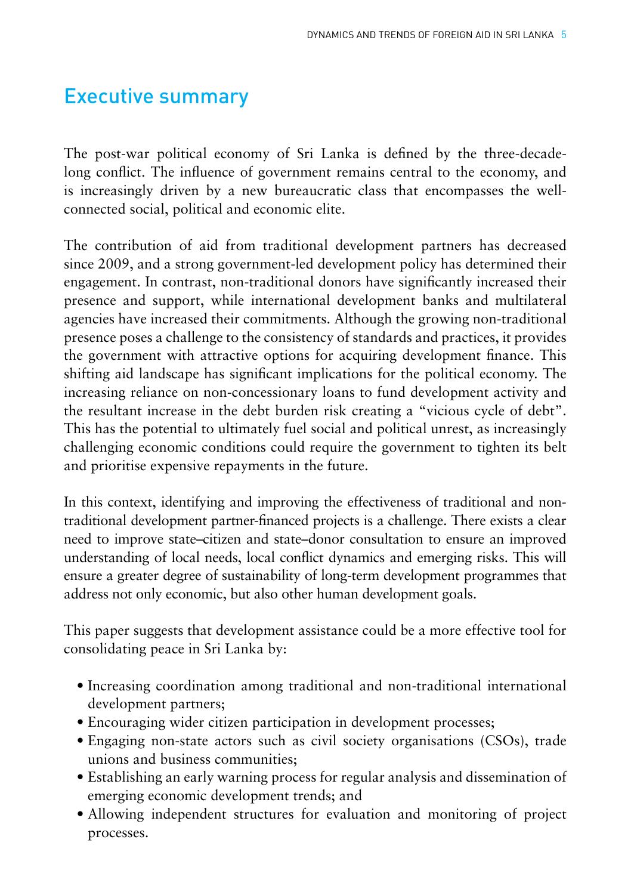# Executive summary

The post-war political economy of Sri Lanka is defined by the three-decade-long conflict. The influence of government remains central to the economy, and is increasingly driven by a new bureaucratic class that encompasses the well-connected social, political and economic elite.

The contribution of aid from traditional development partners has decreased since 2009, and a strong government-led development policy has determined their engagement. In contrast, non-traditional donors have significantly increased their presence and support, while international development banks and multilateral agencies have increased their commitments. Although the growing non-traditional presence poses a challenge to the consistency of standards and practices, it provides the government with attractive options for acquiring development finance. This shifting aid landscape has significant implications for the political economy. The increasing reliance on non-concessionary loans to fund development activity and the resultant increase in the debt burden risk creating a "vicious cycle of debt". This has the potential to ultimately fuel social and political unrest, as increasingly challenging economic conditions could require the government to tighten its belt and prioritise expensive repayments in the future.

In this context, identifying and improving the effectiveness of traditional and non-traditional development partner-financed projects is a challenge. There exists a clear need to improve state–citizen and state–donor consultation to ensure an improved understanding of local needs, local conflict dynamics and emerging risks. This will ensure a greater degree of sustainability of long-term development programmes that address not only economic, but also other human development goals.

This paper suggests that development assistance could be a more effective tool for consolidating peace in Sri Lanka by:

- Increasing coordination among traditional and non-traditional international development partners;
- Encouraging wider citizen participation in development processes;
- Engaging non-state actors such as civil society organisations (CSOs), trade unions and business communities;
- Establishing an early warning process for regular analysis and dissemination of emerging economic development trends; and
- Allowing independent structures for evaluation and monitoring of project processes.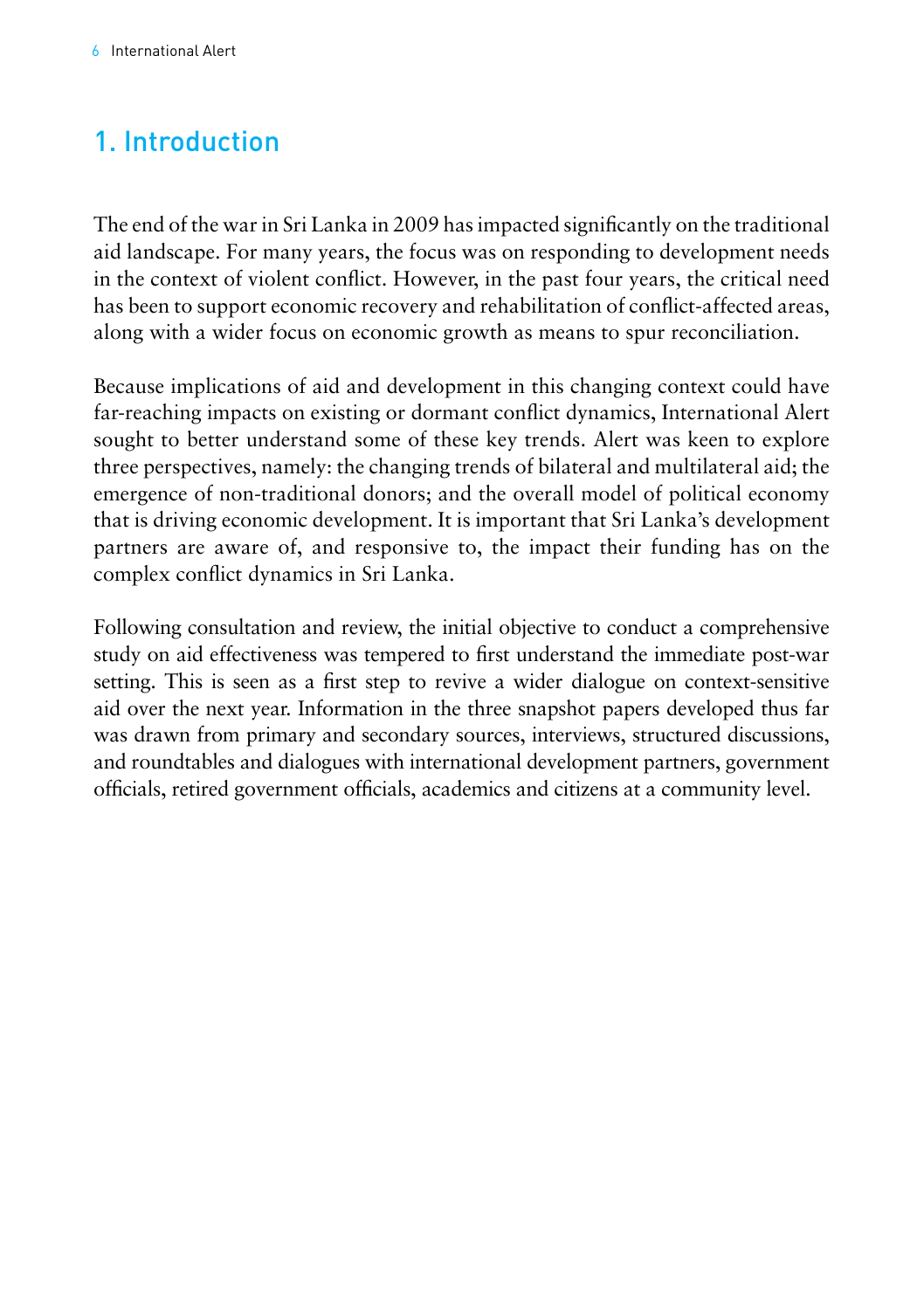# 1. Introduction

The end of the war in Sri Lanka in 2009 has impacted significantly on the traditional aid landscape. For many years, the focus was on responding to development needs in the context of violent conflict. However, in the past four years, the critical need has been to support economic recovery and rehabilitation of conflict-affected areas, along with a wider focus on economic growth as means to spur reconciliation.

Because implications of aid and development in this changing context could have far-reaching impacts on existing or dormant conflict dynamics, International Alert sought to better understand some of these key trends. Alert was keen to explore three perspectives, namely: the changing trends of bilateral and multilateral aid; the emergence of non-traditional donors; and the overall model of political economy that is driving economic development. It is important that Sri Lanka's development partners are aware of, and responsive to, the impact their funding has on the complex conflict dynamics in Sri Lanka.

Following consultation and review, the initial objective to conduct a comprehensive study on aid effectiveness was tempered to first understand the immediate post-war setting. This is seen as a first step to revive a wider dialogue on context-sensitive aid over the next year. Information in the three snapshot papers developed thus far was drawn from primary and secondary sources, interviews, structured discussions, and roundtables and dialogues with international development partners, government officials, retired government officials, academics and citizens at a community level.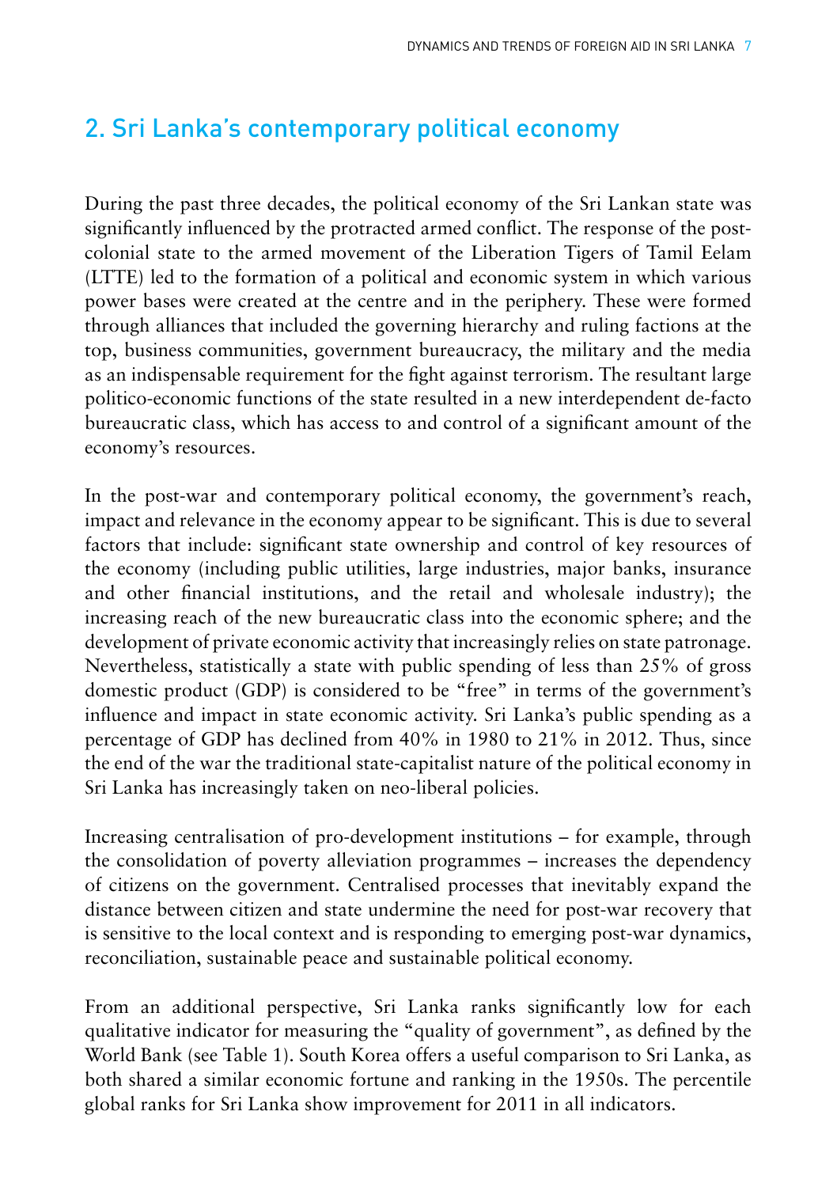## 2. Sri Lanka's contemporary political economy

During the past three decades, the political economy of the Sri Lankan state was significantly influenced by the protracted armed conflict. The response of the post-colonial state to the armed movement of the Liberation Tigers of Tamil Eelam (LTTE) led to the formation of a political and economic system in which various power bases were created at the centre and in the periphery. These were formed through alliances that included the governing hierarchy and ruling factions at the top, business communities, government bureaucracy, the military and the media as an indispensable requirement for the fight against terrorism. The resultant large politico-economic functions of the state resulted in a new interdependent de-facto bureaucratic class, which has access to and control of a significant amount of the economy's resources.

In the post-war and contemporary political economy, the government's reach, impact and relevance in the economy appear to be significant. This is due to several factors that include: significant state ownership and control of key resources of the economy (including public utilities, large industries, major banks, insurance and other financial institutions, and the retail and wholesale industry); the increasing reach of the new bureaucratic class into the economic sphere; and the development of private economic activity that increasingly relies on state patronage. Nevertheless, statistically a state with public spending of less than 25% of gross domestic product (GDP) is considered to be "free" in terms of the government's influence and impact in state economic activity. Sri Lanka's public spending as a percentage of GDP has declined from 40% in 1980 to 21% in 2012. Thus, since the end of the war the traditional state-capitalist nature of the political economy in Sri Lanka has increasingly taken on neo-liberal policies.

Increasing centralisation of pro-development institutions – for example, through the consolidation of poverty alleviation programmes – increases the dependency of citizens on the government. Centralised processes that inevitably expand the distance between citizen and state undermine the need for post-war recovery that is sensitive to the local context and is responding to emerging post-war dynamics, reconciliation, sustainable peace and sustainable political economy.

From an additional perspective, Sri Lanka ranks significantly low for each qualitative indicator for measuring the "quality of government", as defined by the World Bank (see Table 1). South Korea offers a useful comparison to Sri Lanka, as both shared a similar economic fortune and ranking in the 1950s. The percentile global ranks for Sri Lanka show improvement for 2011 in all indicators.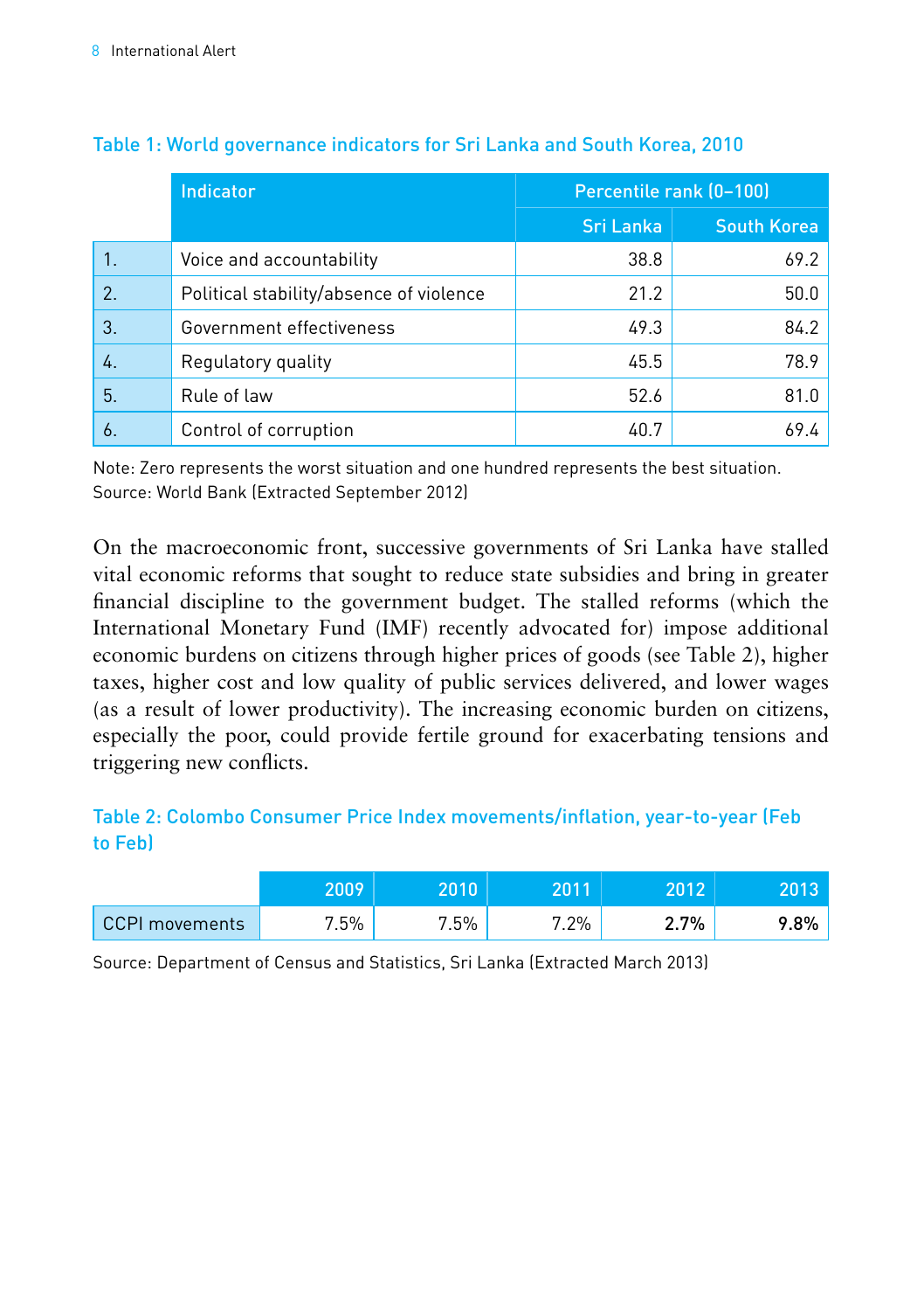Table 1: World governance indicators for Sri Lanka and South Korea, 2010

| | Indicator | Percentile rank (0–100) | |
|---|---|---|---|
| | | Sri Lanka | South Korea |
| 1. | Voice and accountability | 38.8 | 69.2 |
| 2. | Political stability/absence of violence | 21.2 | 50.0 |
| 3. | Government effectiveness | 49.3 | 84.2 |
| 4. | Regulatory quality | 45.5 | 78.9 |
| 5. | Rule of law | 52.6 | 81.0 |
| 6. | Control of corruption | 40.7 | 69.4 |

Note: Zero represents the worst situation and one hundred represents the best situation.
Source: World Bank (Extracted September 2012)

On the macroeconomic front, successive governments of Sri Lanka have stalled vital economic reforms that sought to reduce state subsidies and bring in greater financial discipline to the government budget. The stalled reforms (which the International Monetary Fund (IMF) recently advocated for) impose additional economic burdens on citizens through higher prices of goods (see Table 2), higher taxes, higher cost and low quality of public services delivered, and lower wages (as a result of lower productivity). The increasing economic burden on citizens, especially the poor, could provide fertile ground for exacerbating tensions and triggering new conflicts.

Table 2: Colombo Consumer Price Index movements/inflation, year-to-year (Feb to Feb)

| | 2009 | 2010 | 2011 | 2012 | 2013 |
|---|---|---|---|---|---|
| CCPI movements | 7.5% | 7.5% | 7.2% | **2.7%** | **9.8%** |

Source: Department of Census and Statistics, Sri Lanka (Extracted March 2013)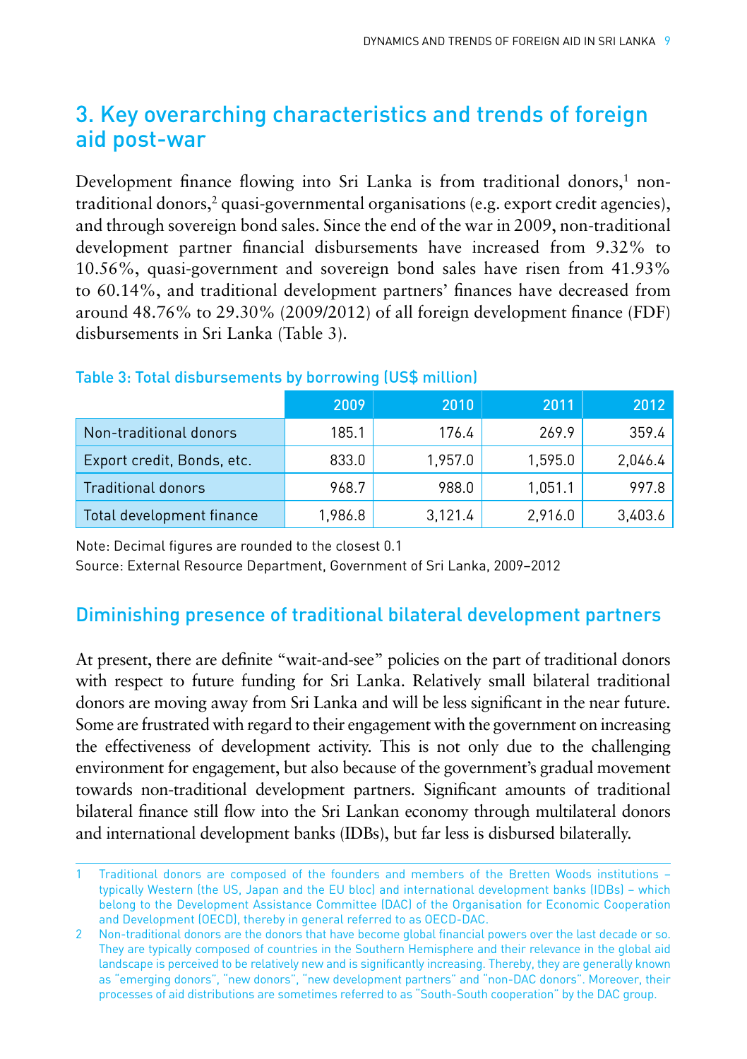## 3. Key overarching characteristics and trends of foreign aid post-war

Development finance flowing into Sri Lanka is from traditional donors,[1] non-traditional donors,[2] quasi-governmental organisations (e.g. export credit agencies), and through sovereign bond sales. Since the end of the war in 2009, non-traditional development partner financial disbursements have increased from 9.32% to 10.56%, quasi-government and sovereign bond sales have risen from 41.93% to 60.14%, and traditional development partners' finances have decreased from around 48.76% to 29.30% (2009/2012) of all foreign development finance (FDF) disbursements in Sri Lanka (Table 3).

**Table 3: Total disbursements by borrowing (US$ million)**

| | 2009 | 2010 | 2011 | 2012 |
|---|---|---|---|---|
| Non-traditional donors | 185.1 | 176.4 | 269.9 | 359.4 |
| Export credit, Bonds, etc. | 833.0 | 1,957.0 | 1,595.0 | 2,046.4 |
| Traditional donors | 968.7 | 988.0 | 1,051.1 | 997.8 |
| Total development finance | 1,986.8 | 3,121.4 | 2,916.0 | 3,403.6 |

Note: Decimal figures are rounded to the closest 0.1

Source: External Resource Department, Government of Sri Lanka, 2009–2012

### Diminishing presence of traditional bilateral development partners

At present, there are definite "wait-and-see" policies on the part of traditional donors with respect to future funding for Sri Lanka. Relatively small bilateral traditional donors are moving away from Sri Lanka and will be less significant in the near future. Some are frustrated with regard to their engagement with the government on increasing the effectiveness of development activity. This is not only due to the challenging environment for engagement, but also because of the government's gradual movement towards non-traditional development partners. Significant amounts of traditional bilateral finance still flow into the Sri Lankan economy through multilateral donors and international development banks (IDBs), but far less is disbursed bilaterally.

1 Traditional donors are composed of the founders and members of the Bretten Woods institutions – typically Western (the US, Japan and the EU bloc) and international development banks (IDBs) – which belong to the Development Assistance Committee (DAC) of the Organisation for Economic Cooperation and Development (OECD), thereby in general referred to as OECD-DAC.

2 Non-traditional donors are the donors that have become global financial powers over the last decade or so. They are typically composed of countries in the Southern Hemisphere and their relevance in the global aid landscape is perceived to be relatively new and is significantly increasing. Thereby, they are generally known as "emerging donors", "new donors", "new development partners" and "non-DAC donors". Moreover, their processes of aid distributions are sometimes referred to as "South-South cooperation" by the DAC group.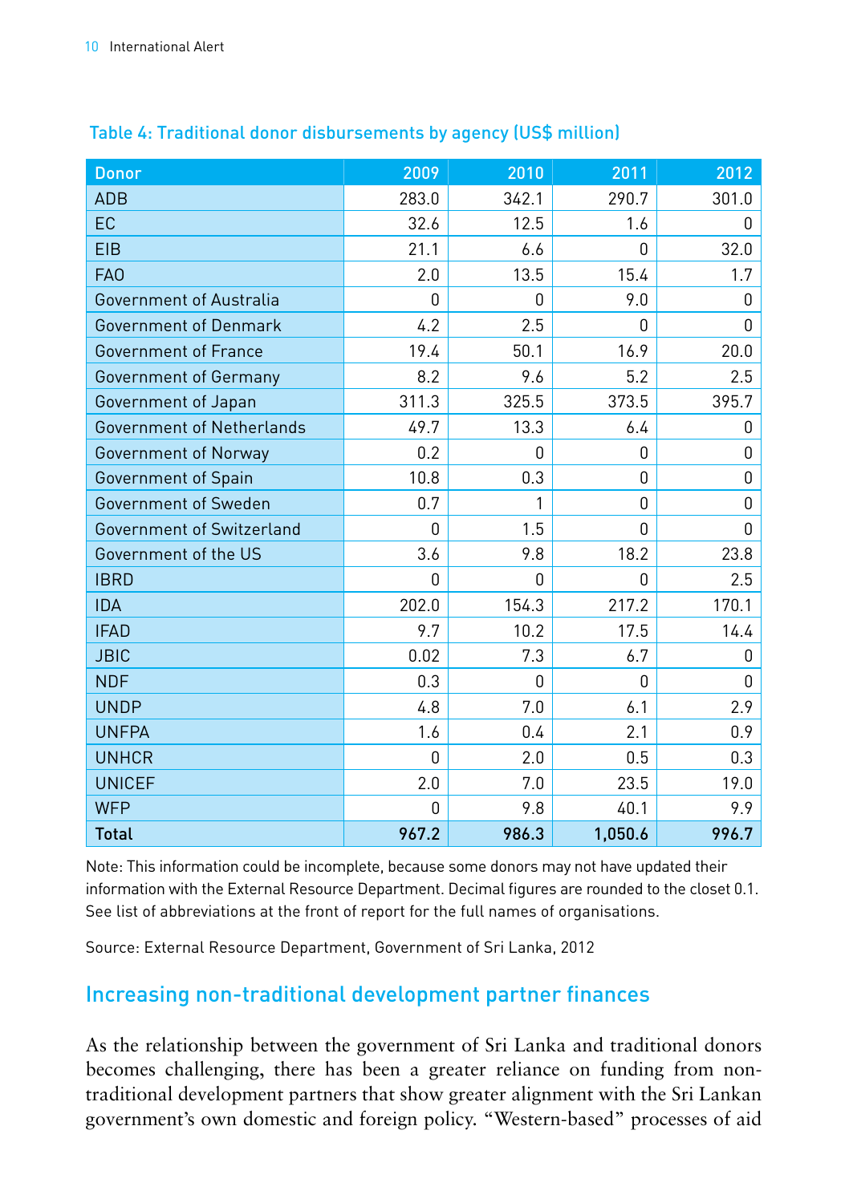Table 4: Traditional donor disbursements by agency (US$ million)

| Donor | 2009 | 2010 | 2011 | 2012 |
|---|---|---|---|---|
| ADB | 283.0 | 342.1 | 290.7 | 301.0 |
| EC | 32.6 | 12.5 | 1.6 | 0 |
| EIB | 21.1 | 6.6 | 0 | 32.0 |
| FAO | 2.0 | 13.5 | 15.4 | 1.7 |
| Government of Australia | 0 | 0 | 9.0 | 0 |
| Government of Denmark | 4.2 | 2.5 | 0 | 0 |
| Government of France | 19.4 | 50.1 | 16.9 | 20.0 |
| Government of Germany | 8.2 | 9.6 | 5.2 | 2.5 |
| Government of Japan | 311.3 | 325.5 | 373.5 | 395.7 |
| Government of Netherlands | 49.7 | 13.3 | 6.4 | 0 |
| Government of Norway | 0.2 | 0 | 0 | 0 |
| Government of Spain | 10.8 | 0.3 | 0 | 0 |
| Government of Sweden | 0.7 | 1 | 0 | 0 |
| Government of Switzerland | 0 | 1.5 | 0 | 0 |
| Government of the US | 3.6 | 9.8 | 18.2 | 23.8 |
| IBRD | 0 | 0 | 0 | 2.5 |
| IDA | 202.0 | 154.3 | 217.2 | 170.1 |
| IFAD | 9.7 | 10.2 | 17.5 | 14.4 |
| JBIC | 0.02 | 7.3 | 6.7 | 0 |
| NDF | 0.3 | 0 | 0 | 0 |
| UNDP | 4.8 | 7.0 | 6.1 | 2.9 |
| UNFPA | 1.6 | 0.4 | 2.1 | 0.9 |
| UNHCR | 0 | 2.0 | 0.5 | 0.3 |
| UNICEF | 2.0 | 7.0 | 23.5 | 19.0 |
| WFP | 0 | 9.8 | 40.1 | 9.9 |
| **Total** | **967.2** | **986.3** | **1,050.6** | **996.7** |

Note: This information could be incomplete, because some donors may not have updated their information with the External Resource Department. Decimal figures are rounded to the closet 0.1. See list of abbreviations at the front of report for the full names of organisations.

Source: External Resource Department, Government of Sri Lanka, 2012

## Increasing non-traditional development partner finances

As the relationship between the government of Sri Lanka and traditional donors becomes challenging, there has been a greater reliance on funding from non-traditional development partners that show greater alignment with the Sri Lankan government's own domestic and foreign policy. "Western-based" processes of aid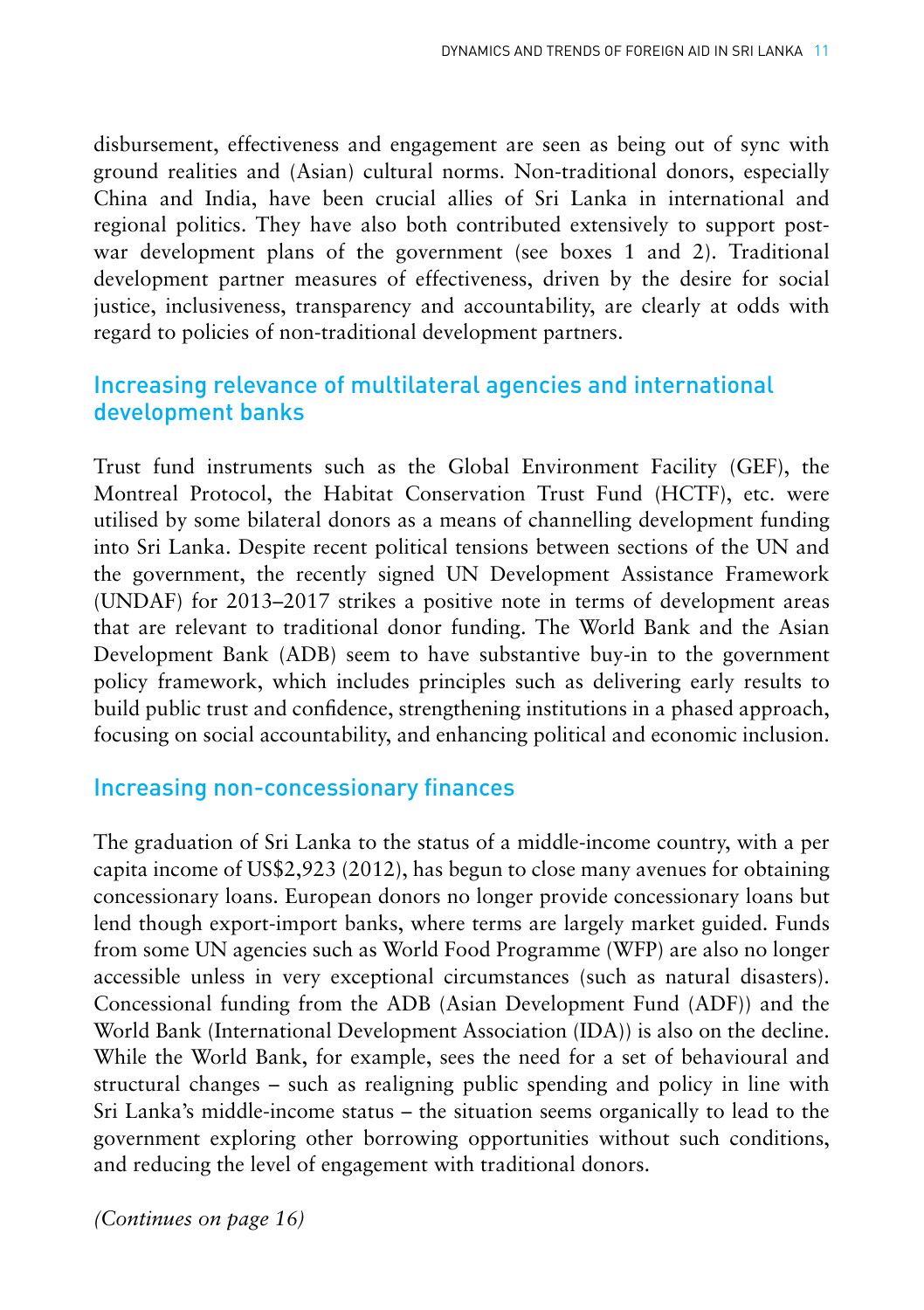disbursement, effectiveness and engagement are seen as being out of sync with ground realities and (Asian) cultural norms. Non-traditional donors, especially China and India, have been crucial allies of Sri Lanka in international and regional politics. They have also both contributed extensively to support post-war development plans of the government (see boxes 1 and 2). Traditional development partner measures of effectiveness, driven by the desire for social justice, inclusiveness, transparency and accountability, are clearly at odds with regard to policies of non-traditional development partners.

## Increasing relevance of multilateral agencies and international development banks

Trust fund instruments such as the Global Environment Facility (GEF), the Montreal Protocol, the Habitat Conservation Trust Fund (HCTF), etc. were utilised by some bilateral donors as a means of channelling development funding into Sri Lanka. Despite recent political tensions between sections of the UN and the government, the recently signed UN Development Assistance Framework (UNDAF) for 2013–2017 strikes a positive note in terms of development areas that are relevant to traditional donor funding. The World Bank and the Asian Development Bank (ADB) seem to have substantive buy-in to the government policy framework, which includes principles such as delivering early results to build public trust and confidence, strengthening institutions in a phased approach, focusing on social accountability, and enhancing political and economic inclusion.

## Increasing non-concessionary finances

The graduation of Sri Lanka to the status of a middle-income country, with a per capita income of US$2,923 (2012), has begun to close many avenues for obtaining concessionary loans. European donors no longer provide concessionary loans but lend though export-import banks, where terms are largely market guided. Funds from some UN agencies such as World Food Programme (WFP) are also no longer accessible unless in very exceptional circumstances (such as natural disasters). Concessional funding from the ADB (Asian Development Fund (ADF)) and the World Bank (International Development Association (IDA)) is also on the decline. While the World Bank, for example, sees the need for a set of behavioural and structural changes – such as realigning public spending and policy in line with Sri Lanka's middle-income status – the situation seems organically to lead to the government exploring other borrowing opportunities without such conditions, and reducing the level of engagement with traditional donors.

*(Continues on page 16)*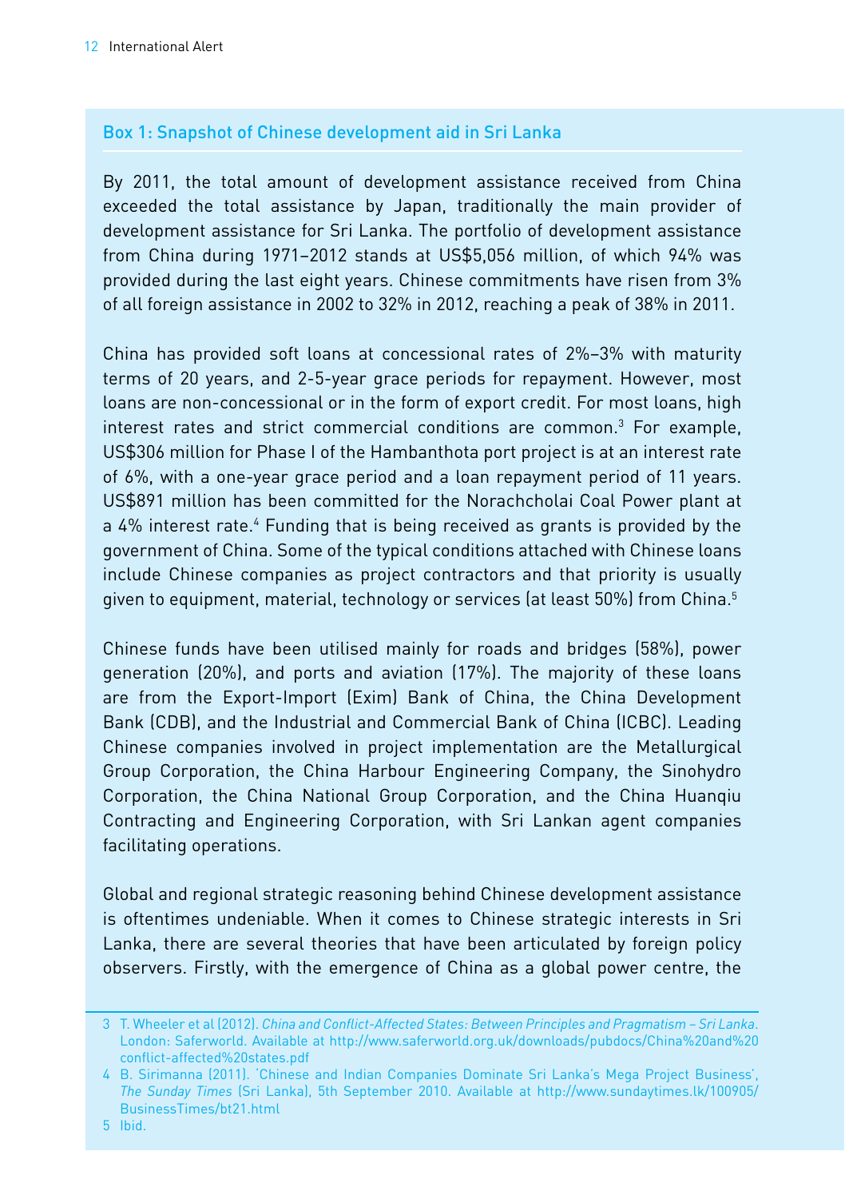### Box 1: Snapshot of Chinese development aid in Sri Lanka

By 2011, the total amount of development assistance received from China exceeded the total assistance by Japan, traditionally the main provider of development assistance for Sri Lanka. The portfolio of development assistance from China during 1971–2012 stands at US$5,056 million, of which 94% was provided during the last eight years. Chinese commitments have risen from 3% of all foreign assistance in 2002 to 32% in 2012, reaching a peak of 38% in 2011.

China has provided soft loans at concessional rates of 2%–3% with maturity terms of 20 years, and 2-5-year grace periods for repayment. However, most loans are non-concessional or in the form of export credit. For most loans, high interest rates and strict commercial conditions are common.[3] For example, US$306 million for Phase I of the Hambanthota port project is at an interest rate of 6%, with a one-year grace period and a loan repayment period of 11 years. US$891 million has been committed for the Norachcholai Coal Power plant at a 4% interest rate.[4] Funding that is being received as grants is provided by the government of China. Some of the typical conditions attached with Chinese loans include Chinese companies as project contractors and that priority is usually given to equipment, material, technology or services (at least 50%) from China.[5]

Chinese funds have been utilised mainly for roads and bridges (58%), power generation (20%), and ports and aviation (17%). The majority of these loans are from the Export-Import (Exim) Bank of China, the China Development Bank (CDB), and the Industrial and Commercial Bank of China (ICBC). Leading Chinese companies involved in project implementation are the Metallurgical Group Corporation, the China Harbour Engineering Company, the Sinohydro Corporation, the China National Group Corporation, and the China Huanqiu Contracting and Engineering Corporation, with Sri Lankan agent companies facilitating operations.

Global and regional strategic reasoning behind Chinese development assistance is oftentimes undeniable. When it comes to Chinese strategic interests in Sri Lanka, there are several theories that have been articulated by foreign policy observers. Firstly, with the emergence of China as a global power centre, the

---

3 T. Wheeler et al (2012). *China and Conflict-Affected States: Between Principles and Pragmatism – Sri Lanka*. London: Saferworld. Available at http://www.saferworld.org.uk/downloads/pubdocs/China%20and%20conflict-affected%20states.pdf

4 B. Sirimanna (2011). 'Chinese and Indian Companies Dominate Sri Lanka's Mega Project Business', *The Sunday Times* (Sri Lanka), 5th September 2010. Available at http://www.sundaytimes.lk/100905/BusinessTimes/bt21.html

5 Ibid.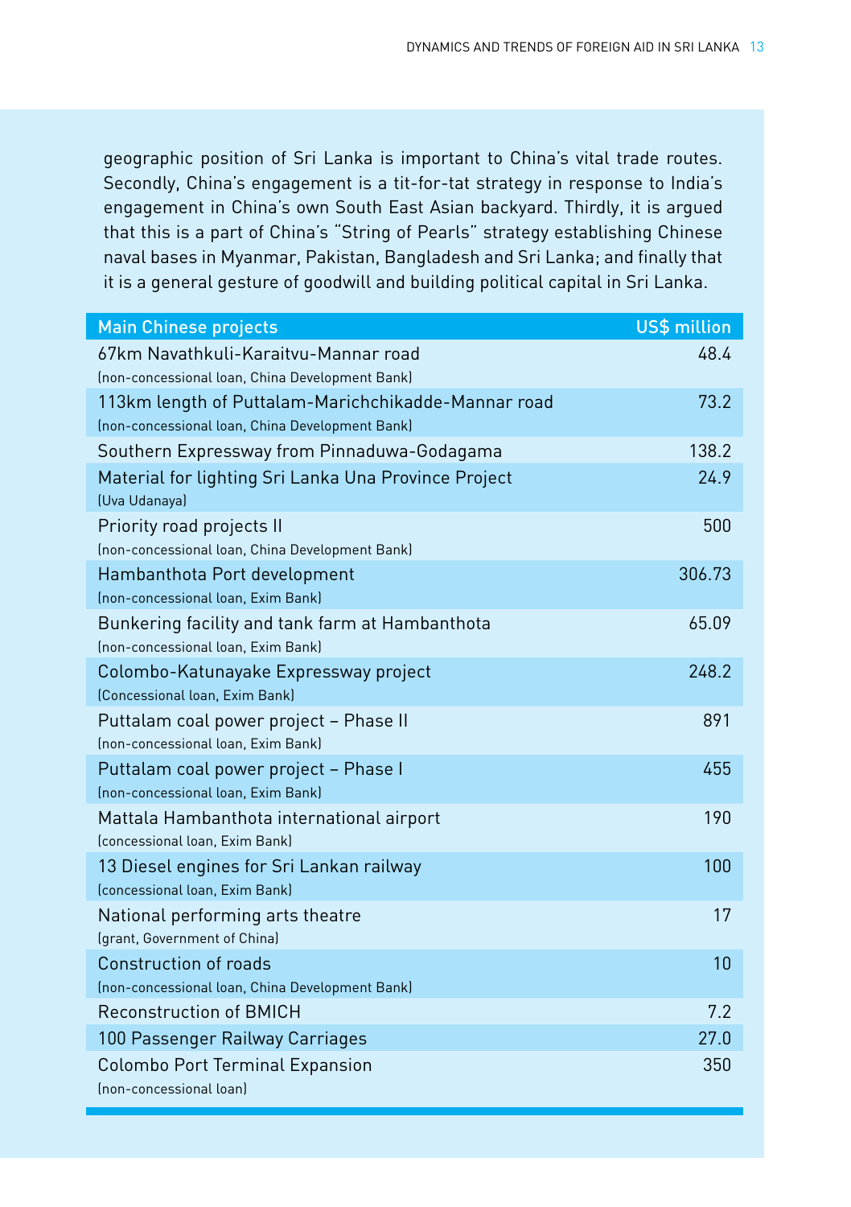geographic position of Sri Lanka is important to China's vital trade routes. Secondly, China's engagement is a tit-for-tat strategy in response to India's engagement in China's own South East Asian backyard. Thirdly, it is argued that this is a part of China's "String of Pearls" strategy establishing Chinese naval bases in Myanmar, Pakistan, Bangladesh and Sri Lanka; and finally that it is a general gesture of goodwill and building political capital in Sri Lanka.

| Main Chinese projects | US$ million |
|---|---|
| 67km Navathkuli-Karaitvu-Mannar road (non-concessional loan, China Development Bank) | 48.4 |
| 113km length of Puttalam-Marichchikadde-Mannar road (non-concessional loan, China Development Bank) | 73.2 |
| Southern Expressway from Pinnaduwa-Godagama | 138.2 |
| Material for lighting Sri Lanka Una Province Project (Uva Udanaya) | 24.9 |
| Priority road projects II (non-concessional loan, China Development Bank) | 500 |
| Hambanthota Port development (non-concessional loan, Exim Bank) | 306.73 |
| Bunkering facility and tank farm at Hambanthota (non-concessional loan, Exim Bank) | 65.09 |
| Colombo-Katunayake Expressway project (Concessional loan, Exim Bank) | 248.2 |
| Puttalam coal power project – Phase II (non-concessional loan, Exim Bank) | 891 |
| Puttalam coal power project – Phase I (non-concessional loan, Exim Bank) | 455 |
| Mattala Hambanthota international airport (concessional loan, Exim Bank) | 190 |
| 13 Diesel engines for Sri Lankan railway (concessional loan, Exim Bank) | 100 |
| National performing arts theatre (grant, Government of China) | 17 |
| Construction of roads (non-concessional loan, China Development Bank) | 10 |
| Reconstruction of BMICH | 7.2 |
| 100 Passenger Railway Carriages | 27.0 |
| Colombo Port Terminal Expansion (non-concessional loan) | 350 |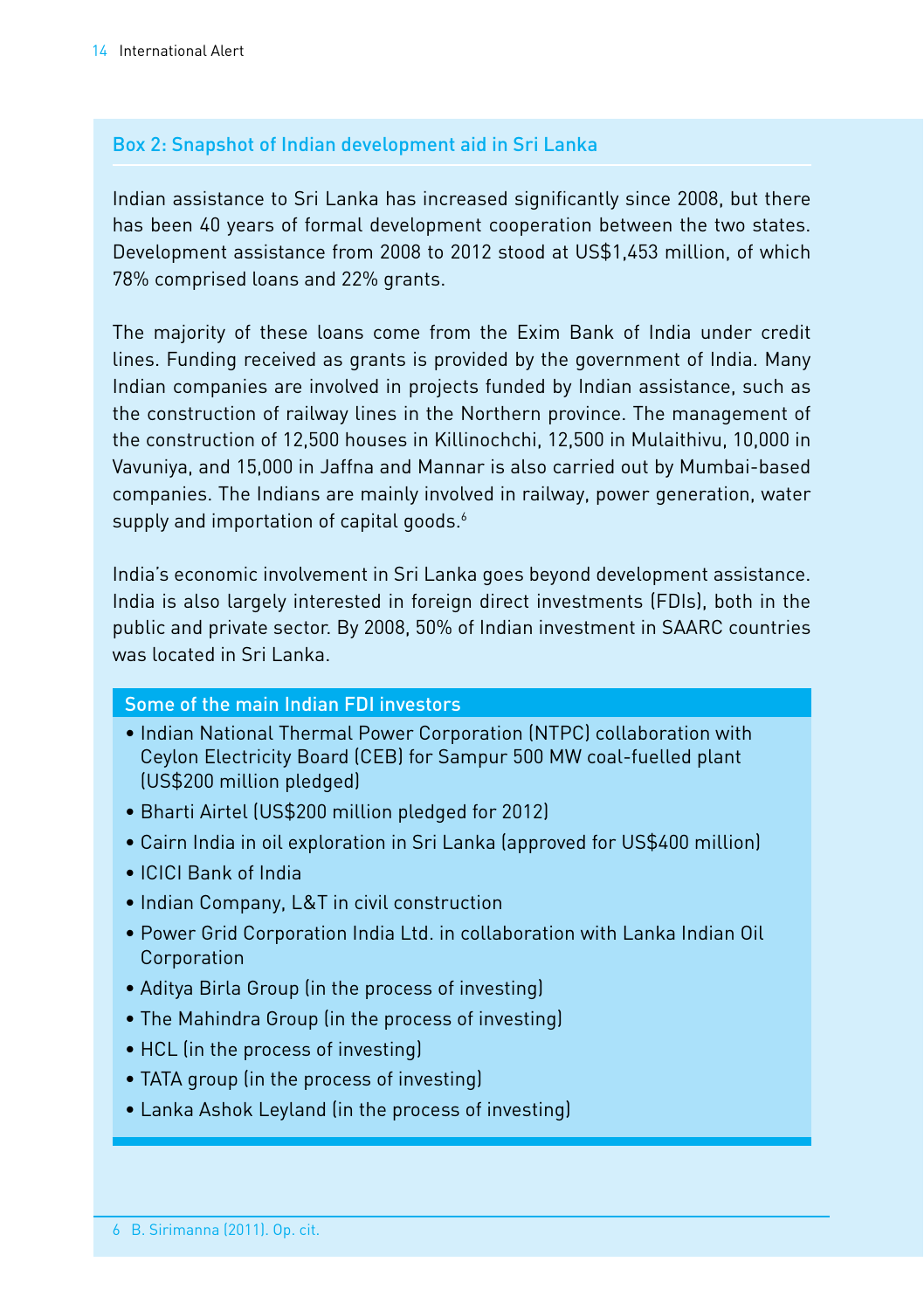### Box 2: Snapshot of Indian development aid in Sri Lanka

Indian assistance to Sri Lanka has increased significantly since 2008, but there has been 40 years of formal development cooperation between the two states. Development assistance from 2008 to 2012 stood at US$1,453 million, of which 78% comprised loans and 22% grants.

The majority of these loans come from the Exim Bank of India under credit lines. Funding received as grants is provided by the government of India. Many Indian companies are involved in projects funded by Indian assistance, such as the construction of railway lines in the Northern province. The management of the construction of 12,500 houses in Killinochchi, 12,500 in Mulaithivu, 10,000 in Vavuniya, and 15,000 in Jaffna and Mannar is also carried out by Mumbai-based companies. The Indians are mainly involved in railway, power generation, water supply and importation of capital goods.[6]

India's economic involvement in Sri Lanka goes beyond development assistance. India is also largely interested in foreign direct investments (FDIs), both in the public and private sector. By 2008, 50% of Indian investment in SAARC countries was located in Sri Lanka.

#### Some of the main Indian FDI investors

- Indian National Thermal Power Corporation (NTPC) collaboration with Ceylon Electricity Board (CEB) for Sampur 500 MW coal-fuelled plant (US$200 million pledged)
- Bharti Airtel (US$200 million pledged for 2012)
- Cairn India in oil exploration in Sri Lanka (approved for US$400 million)
- ICICI Bank of India
- Indian Company, L&T in civil construction
- Power Grid Corporation India Ltd. in collaboration with Lanka Indian Oil Corporation
- Aditya Birla Group (in the process of investing)
- The Mahindra Group (in the process of investing)
- HCL (in the process of investing)
- TATA group (in the process of investing)
- Lanka Ashok Leyland (in the process of investing)

6 B. Sirimanna (2011). Op. cit.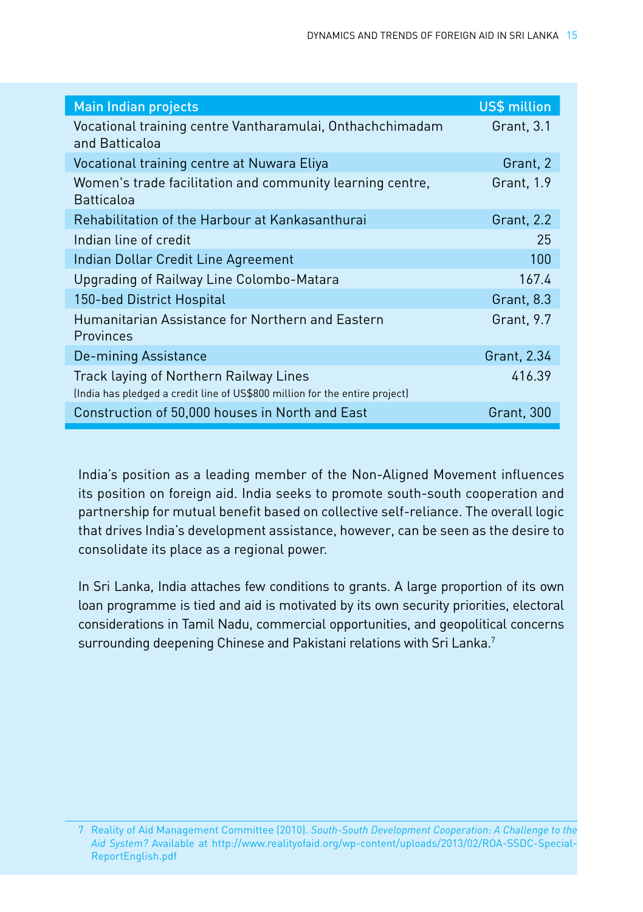| Main Indian projects | US$ million |
|---|---|
| Vocational training centre Vantharamulai, Onthachchimadam and Batticaloa | Grant, 3.1 |
| Vocational training centre at Nuwara Eliya | Grant, 2 |
| Women's trade facilitation and community learning centre, Batticaloa | Grant, 1.9 |
| Rehabilitation of the Harbour at Kankasanthurai | Grant, 2.2 |
| Indian line of credit | 25 |
| Indian Dollar Credit Line Agreement | 100 |
| Upgrading of Railway Line Colombo-Matara | 167.4 |
| 150-bed District Hospital | Grant, 8.3 |
| Humanitarian Assistance for Northern and Eastern Provinces | Grant, 9.7 |
| De-mining Assistance | Grant, 2.34 |
| Track laying of Northern Railway Lines (India has pledged a credit line of US$800 million for the entire project) | 416.39 |
| Construction of 50,000 houses in North and East | Grant, 300 |

India's position as a leading member of the Non-Aligned Movement influences its position on foreign aid. India seeks to promote south-south cooperation and partnership for mutual benefit based on collective self-reliance. The overall logic that drives India's development assistance, however, can be seen as the desire to consolidate its place as a regional power.

In Sri Lanka, India attaches few conditions to grants. A large proportion of its own loan programme is tied and aid is motivated by its own security priorities, electoral considerations in Tamil Nadu, commercial opportunities, and geopolitical concerns surrounding deepening Chinese and Pakistani relations with Sri Lanka.[7]

7 Reality of Aid Management Committee (2010). *South-South Development Cooperation: A Challenge to the Aid System?* Available at http://www.realityofaid.org/wp-content/uploads/2013/02/ROA-SSDC-Special-ReportEnglish.pdf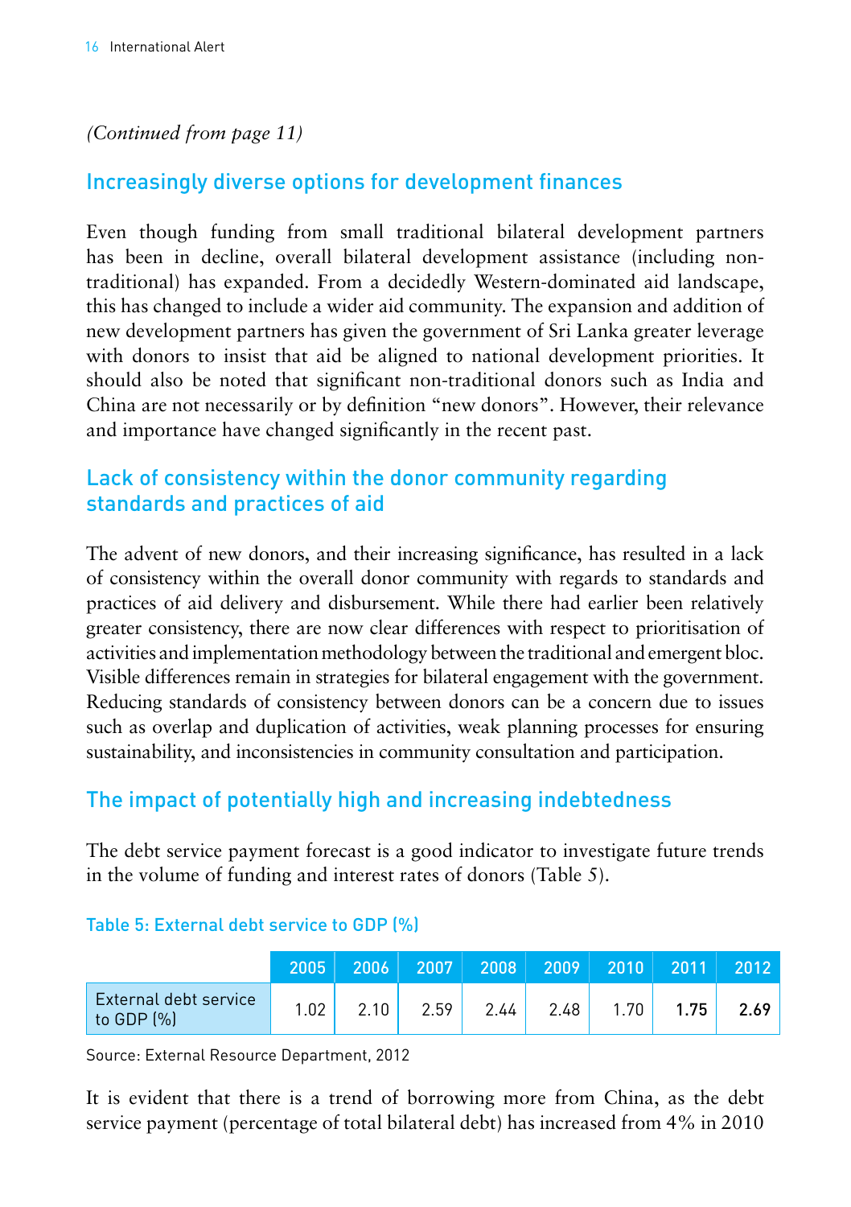*(Continued from page 11)*

## Increasingly diverse options for development finances

Even though funding from small traditional bilateral development partners has been in decline, overall bilateral development assistance (including non-traditional) has expanded. From a decidedly Western-dominated aid landscape, this has changed to include a wider aid community. The expansion and addition of new development partners has given the government of Sri Lanka greater leverage with donors to insist that aid be aligned to national development priorities. It should also be noted that significant non-traditional donors such as India and China are not necessarily or by definition "new donors". However, their relevance and importance have changed significantly in the recent past.

## Lack of consistency within the donor community regarding standards and practices of aid

The advent of new donors, and their increasing significance, has resulted in a lack of consistency within the overall donor community with regards to standards and practices of aid delivery and disbursement. While there had earlier been relatively greater consistency, there are now clear differences with respect to prioritisation of activities and implementation methodology between the traditional and emergent bloc. Visible differences remain in strategies for bilateral engagement with the government. Reducing standards of consistency between donors can be a concern due to issues such as overlap and duplication of activities, weak planning processes for ensuring sustainability, and inconsistencies in community consultation and participation.

## The impact of potentially high and increasing indebtedness

The debt service payment forecast is a good indicator to investigate future trends in the volume of funding and interest rates of donors (Table 5).

**Table 5: External debt service to GDP (%)**

| | 2005 | 2006 | 2007 | 2008 | 2009 | 2010 | 2011 | 2012 |
|---|---|---|---|---|---|---|---|---|
| External debt service to GDP (%) | 1.02 | 2.10 | 2.59 | 2.44 | 2.48 | 1.70 | **1.75** | **2.69** |

Source: External Resource Department, 2012

It is evident that there is a trend of borrowing more from China, as the debt service payment (percentage of total bilateral debt) has increased from 4% in 2010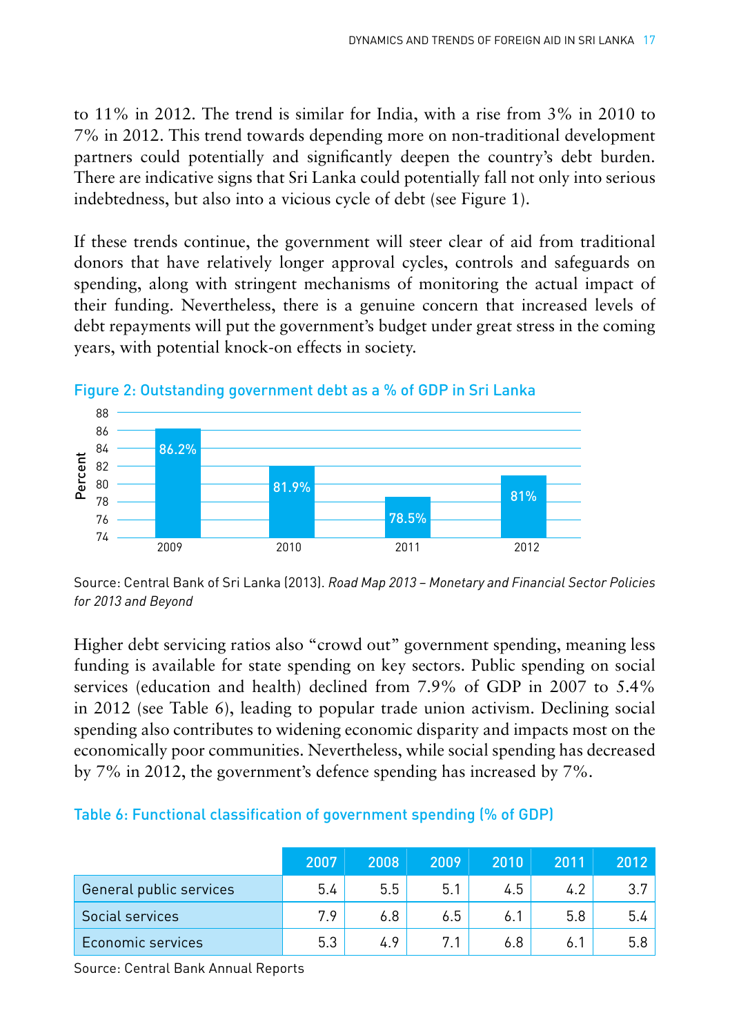to 11% in 2012. The trend is similar for India, with a rise from 3% in 2010 to 7% in 2012. This trend towards depending more on non-traditional development partners could potentially and significantly deepen the country's debt burden. There are indicative signs that Sri Lanka could potentially fall not only into serious indebtedness, but also into a vicious cycle of debt (see Figure 1).

If these trends continue, the government will steer clear of aid from traditional donors that have relatively longer approval cycles, controls and safeguards on spending, along with stringent mechanisms of monitoring the actual impact of their funding. Nevertheless, there is a genuine concern that increased levels of debt repayments will put the government's budget under great stress in the coming years, with potential knock-on effects in society.

**Figure 2: Outstanding government debt as a % of GDP in Sri Lanka**

| Year | Percent |
|---|---|
| 2009 | 86.2% |
| 2010 | 81.9% |
| 2011 | 78.5% |
| 2012 | 81% |

Source: Central Bank of Sri Lanka (2013). *Road Map 2013 – Monetary and Financial Sector Policies for 2013 and Beyond*

Higher debt servicing ratios also "crowd out" government spending, meaning less funding is available for state spending on key sectors. Public spending on social services (education and health) declined from 7.9% of GDP in 2007 to 5.4% in 2012 (see Table 6), leading to popular trade union activism. Declining social spending also contributes to widening economic disparity and impacts most on the economically poor communities. Nevertheless, while social spending has decreased by 7% in 2012, the government's defence spending has increased by 7%.

**Table 6: Functional classification of government spending (% of GDP)**

| | 2007 | 2008 | 2009 | 2010 | 2011 | 2012 |
|---|---|---|---|---|---|---|
| General public services | 5.4 | 5.5 | 5.1 | 4.5 | 4.2 | 3.7 |
| Social services | 7.9 | 6.8 | 6.5 | 6.1 | 5.8 | 5.4 |
| Economic services | 5.3 | 4.9 | 7.1 | 6.8 | 6.1 | 5.8 |

Source: Central Bank Annual Reports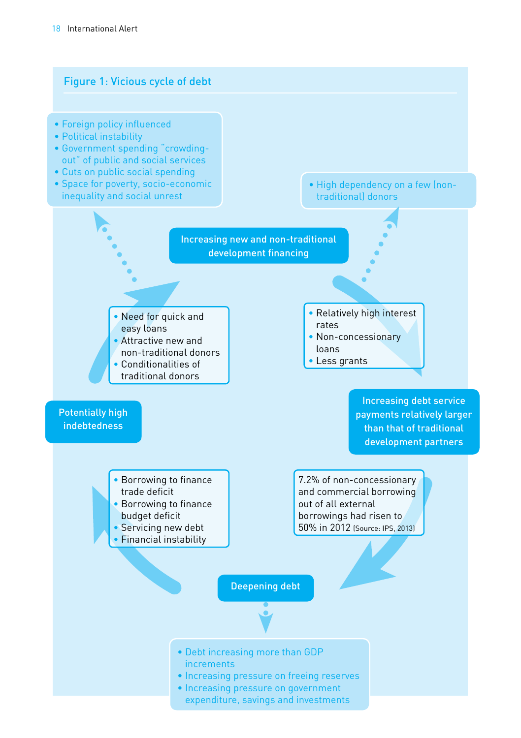### Figure 1: Vicious cycle of debt

- Foreign policy influenced
- Political instability
- Government spending "crowding-out" of public and social services
- Cuts on public social spending
- Space for poverty, socio-economic inequality and social unrest

- High dependency on a few (non-traditional) donors

**Increasing new and non-traditional development financing**

- Need for quick and easy loans
- Attractive new and non-traditional donors
- Conditionalities of traditional donors

- Relatively high interest rates
- Non-concessionary loans
- Less grants

**Potentially high indebtedness**

**Increasing debt service payments relatively larger than that of traditional development partners**

- Borrowing to finance trade deficit
- Borrowing to finance budget deficit
- Servicing new debt
- Financial instability

7.2% of non-concessionary and commercial borrowing out of all external borrowings had risen to 50% in 2012 (Source: IPS, 2013)

**Deepening debt**

- Debt increasing more than GDP increments
- Increasing pressure on freeing reserves
- Increasing pressure on government expenditure, savings and investments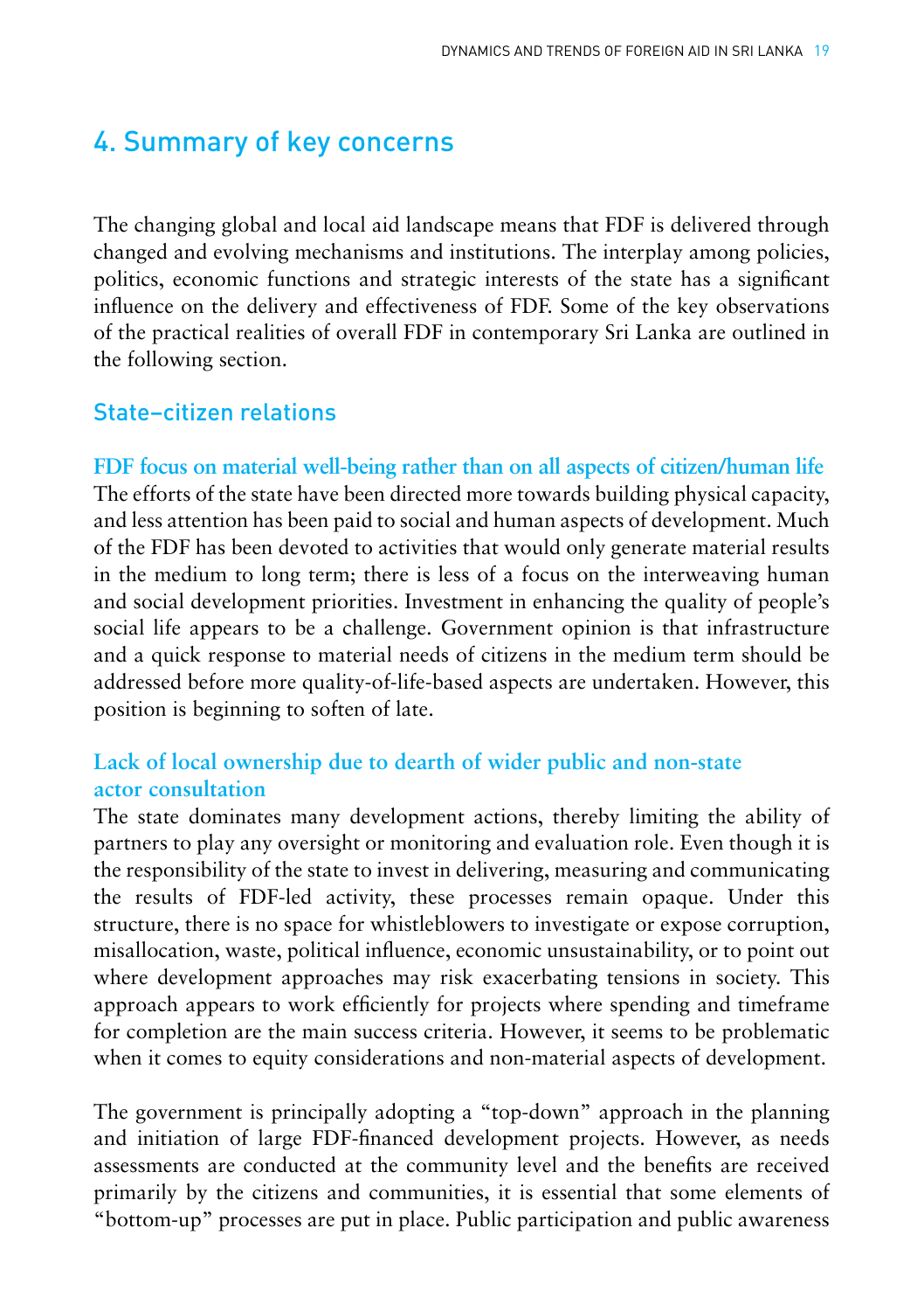## 4. Summary of key concerns

The changing global and local aid landscape means that FDF is delivered through changed and evolving mechanisms and institutions. The interplay among policies, politics, economic functions and strategic interests of the state has a significant influence on the delivery and effectiveness of FDF. Some of the key observations of the practical realities of overall FDF in contemporary Sri Lanka are outlined in the following section.

### State–citizen relations

#### FDF focus on material well-being rather than on all aspects of citizen/human life

The efforts of the state have been directed more towards building physical capacity, and less attention has been paid to social and human aspects of development. Much of the FDF has been devoted to activities that would only generate material results in the medium to long term; there is less of a focus on the interweaving human and social development priorities. Investment in enhancing the quality of people's social life appears to be a challenge. Government opinion is that infrastructure and a quick response to material needs of citizens in the medium term should be addressed before more quality-of-life-based aspects are undertaken. However, this position is beginning to soften of late.

#### Lack of local ownership due to dearth of wider public and non-state actor consultation

The state dominates many development actions, thereby limiting the ability of partners to play any oversight or monitoring and evaluation role. Even though it is the responsibility of the state to invest in delivering, measuring and communicating the results of FDF-led activity, these processes remain opaque. Under this structure, there is no space for whistleblowers to investigate or expose corruption, misallocation, waste, political influence, economic unsustainability, or to point out where development approaches may risk exacerbating tensions in society. This approach appears to work efficiently for projects where spending and timeframe for completion are the main success criteria. However, it seems to be problematic when it comes to equity considerations and non-material aspects of development.

The government is principally adopting a "top-down" approach in the planning and initiation of large FDF-financed development projects. However, as needs assessments are conducted at the community level and the benefits are received primarily by the citizens and communities, it is essential that some elements of "bottom-up" processes are put in place. Public participation and public awareness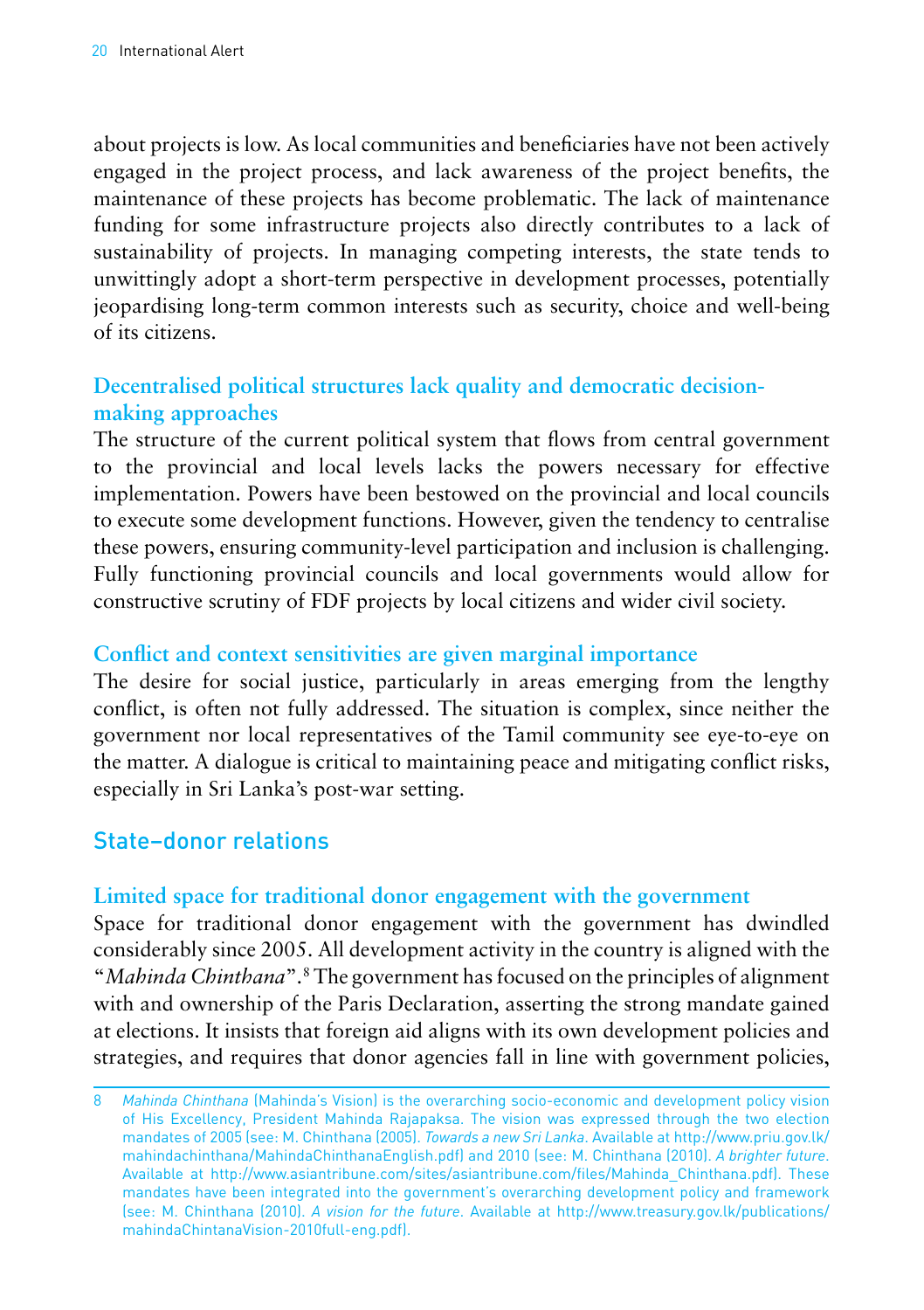about projects is low. As local communities and beneficiaries have not been actively engaged in the project process, and lack awareness of the project benefits, the maintenance of these projects has become problematic. The lack of maintenance funding for some infrastructure projects also directly contributes to a lack of sustainability of projects. In managing competing interests, the state tends to unwittingly adopt a short-term perspective in development processes, potentially jeopardising long-term common interests such as security, choice and well-being of its citizens.

### Decentralised political structures lack quality and democratic decision-making approaches

The structure of the current political system that flows from central government to the provincial and local levels lacks the powers necessary for effective implementation. Powers have been bestowed on the provincial and local councils to execute some development functions. However, given the tendency to centralise these powers, ensuring community-level participation and inclusion is challenging. Fully functioning provincial councils and local governments would allow for constructive scrutiny of FDF projects by local citizens and wider civil society.

### Conflict and context sensitivities are given marginal importance

The desire for social justice, particularly in areas emerging from the lengthy conflict, is often not fully addressed. The situation is complex, since neither the government nor local representatives of the Tamil community see eye-to-eye on the matter. A dialogue is critical to maintaining peace and mitigating conflict risks, especially in Sri Lanka's post-war setting.

## State–donor relations

### Limited space for traditional donor engagement with the government

Space for traditional donor engagement with the government has dwindled considerably since 2005. All development activity in the country is aligned with the "*Mahinda Chinthana*".[8] The government has focused on the principles of alignment with and ownership of the Paris Declaration, asserting the strong mandate gained at elections. It insists that foreign aid aligns with its own development policies and strategies, and requires that donor agencies fall in line with government policies,

---

8 *Mahinda Chinthana* (Mahinda's Vision) is the overarching socio-economic and development policy vision of His Excellency, President Mahinda Rajapaksa. The vision was expressed through the two election mandates of 2005 (see: M. Chinthana (2005). *Towards a new Sri Lanka*. Available at http://www.priu.gov.lk/mahindachinthana/MahindaChinthanaEnglish.pdf) and 2010 (see: M. Chinthana (2010). *A brighter future*. Available at http://www.asiantribune.com/sites/asiantribune.com/files/Mahinda_Chinthana.pdf). These mandates have been integrated into the government's overarching development policy and framework (see: M. Chinthana (2010). *A vision for the future*. Available at http://www.treasury.gov.lk/publications/mahindaChintanaVision-2010full-eng.pdf).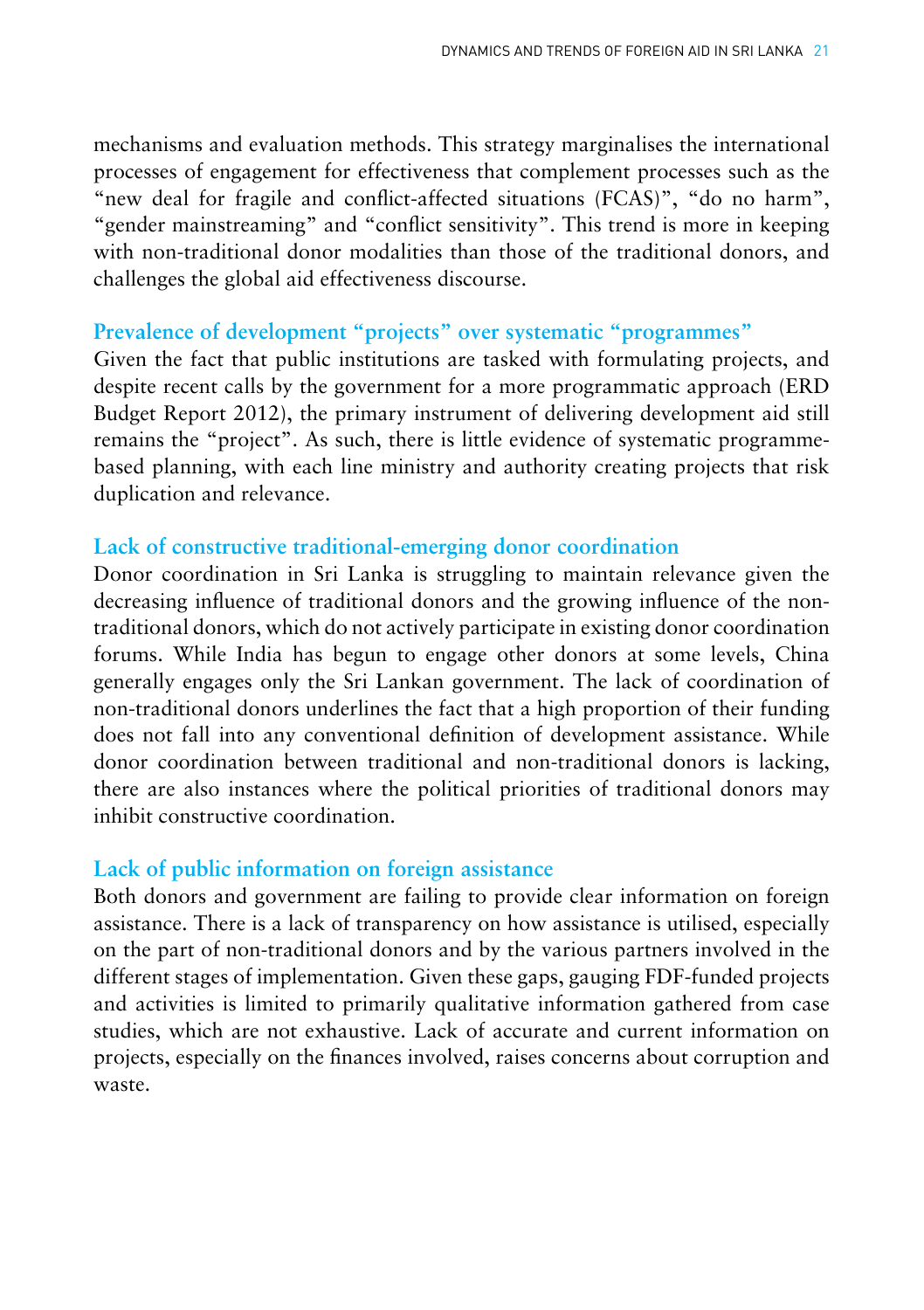mechanisms and evaluation methods. This strategy marginalises the international processes of engagement for effectiveness that complement processes such as the "new deal for fragile and conflict-affected situations (FCAS)", "do no harm", "gender mainstreaming" and "conflict sensitivity". This trend is more in keeping with non-traditional donor modalities than those of the traditional donors, and challenges the global aid effectiveness discourse.

### Prevalence of development "projects" over systematic "programmes"

Given the fact that public institutions are tasked with formulating projects, and despite recent calls by the government for a more programmatic approach (ERD Budget Report 2012), the primary instrument of delivering development aid still remains the "project". As such, there is little evidence of systematic programme-based planning, with each line ministry and authority creating projects that risk duplication and relevance.

### Lack of constructive traditional-emerging donor coordination

Donor coordination in Sri Lanka is struggling to maintain relevance given the decreasing influence of traditional donors and the growing influence of the non-traditional donors, which do not actively participate in existing donor coordination forums. While India has begun to engage other donors at some levels, China generally engages only the Sri Lankan government. The lack of coordination of non-traditional donors underlines the fact that a high proportion of their funding does not fall into any conventional definition of development assistance. While donor coordination between traditional and non-traditional donors is lacking, there are also instances where the political priorities of traditional donors may inhibit constructive coordination.

### Lack of public information on foreign assistance

Both donors and government are failing to provide clear information on foreign assistance. There is a lack of transparency on how assistance is utilised, especially on the part of non-traditional donors and by the various partners involved in the different stages of implementation. Given these gaps, gauging FDF-funded projects and activities is limited to primarily qualitative information gathered from case studies, which are not exhaustive. Lack of accurate and current information on projects, especially on the finances involved, raises concerns about corruption and waste.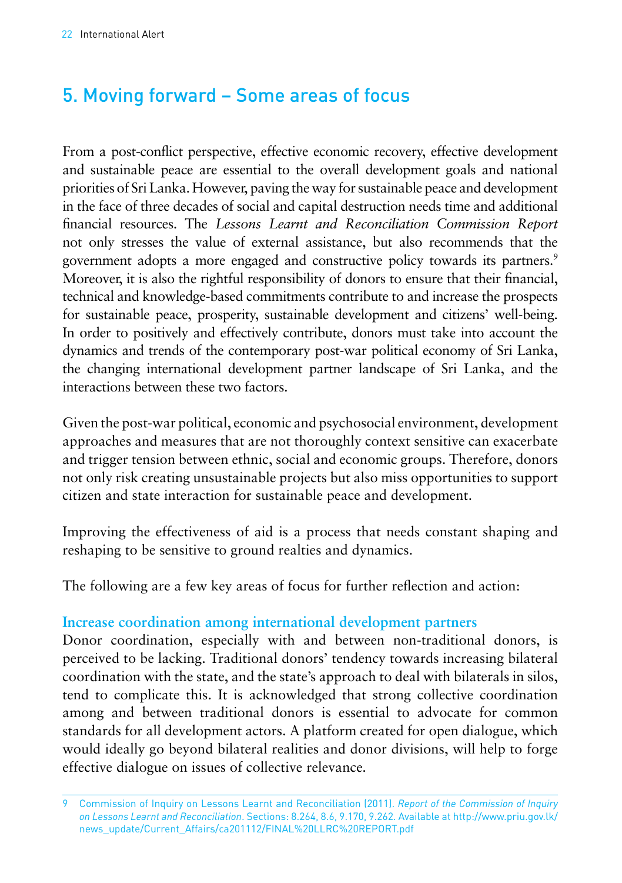## 5. Moving forward – Some areas of focus

From a post-conflict perspective, effective economic recovery, effective development and sustainable peace are essential to the overall development goals and national priorities of Sri Lanka. However, paving the way for sustainable peace and development in the face of three decades of social and capital destruction needs time and additional financial resources. The *Lessons Learnt and Reconciliation Commission Report* not only stresses the value of external assistance, but also recommends that the government adopts a more engaged and constructive policy towards its partners.[9] Moreover, it is also the rightful responsibility of donors to ensure that their financial, technical and knowledge-based commitments contribute to and increase the prospects for sustainable peace, prosperity, sustainable development and citizens' well-being. In order to positively and effectively contribute, donors must take into account the dynamics and trends of the contemporary post-war political economy of Sri Lanka, the changing international development partner landscape of Sri Lanka, and the interactions between these two factors.

Given the post-war political, economic and psychosocial environment, development approaches and measures that are not thoroughly context sensitive can exacerbate and trigger tension between ethnic, social and economic groups. Therefore, donors not only risk creating unsustainable projects but also miss opportunities to support citizen and state interaction for sustainable peace and development.

Improving the effectiveness of aid is a process that needs constant shaping and reshaping to be sensitive to ground realties and dynamics.

The following are a few key areas of focus for further reflection and action:

### Increase coordination among international development partners

Donor coordination, especially with and between non-traditional donors, is perceived to be lacking. Traditional donors' tendency towards increasing bilateral coordination with the state, and the state's approach to deal with bilaterals in silos, tend to complicate this. It is acknowledged that strong collective coordination among and between traditional donors is essential to advocate for common standards for all development actors. A platform created for open dialogue, which would ideally go beyond bilateral realities and donor divisions, will help to forge effective dialogue on issues of collective relevance.

---

9 Commission of Inquiry on Lessons Learnt and Reconciliation (2011). *Report of the Commission of Inquiry on Lessons Learnt and Reconciliation*. Sections: 8.264, 8.6, 9.170, 9.262. Available at http://www.priu.gov.lk/news_update/Current_Affairs/ca201112/FINAL%20LLRC%20REPORT.pdf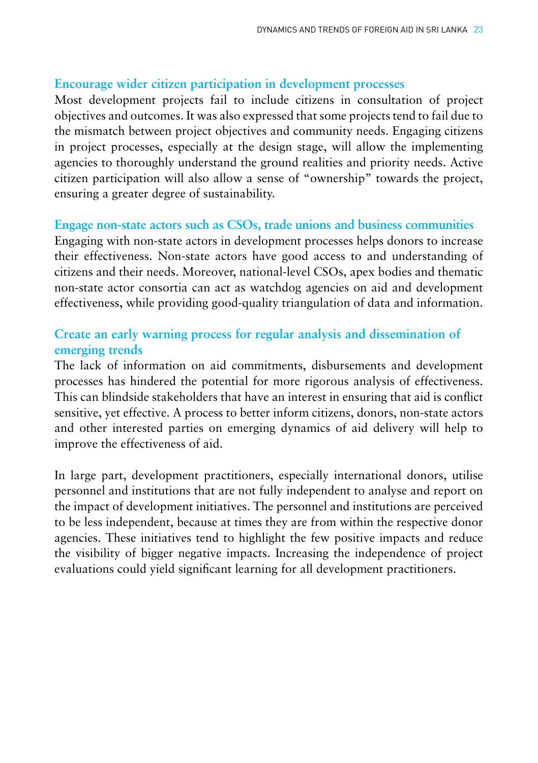### Encourage wider citizen participation in development processes

Most development projects fail to include citizens in consultation of project objectives and outcomes. It was also expressed that some projects tend to fail due to the mismatch between project objectives and community needs. Engaging citizens in project processes, especially at the design stage, will allow the implementing agencies to thoroughly understand the ground realities and priority needs. Active citizen participation will also allow a sense of "ownership" towards the project, ensuring a greater degree of sustainability.

### Engage non-state actors such as CSOs, trade unions and business communities

Engaging with non-state actors in development processes helps donors to increase their effectiveness. Non-state actors have good access to and understanding of citizens and their needs. Moreover, national-level CSOs, apex bodies and thematic non-state actor consortia can act as watchdog agencies on aid and development effectiveness, while providing good-quality triangulation of data and information.

### Create an early warning process for regular analysis and dissemination of emerging trends

The lack of information on aid commitments, disbursements and development processes has hindered the potential for more rigorous analysis of effectiveness. This can blindside stakeholders that have an interest in ensuring that aid is conflict sensitive, yet effective. A process to better inform citizens, donors, non-state actors and other interested parties on emerging dynamics of aid delivery will help to improve the effectiveness of aid.

In large part, development practitioners, especially international donors, utilise personnel and institutions that are not fully independent to analyse and report on the impact of development initiatives. The personnel and institutions are perceived to be less independent, because at times they are from within the respective donor agencies. These initiatives tend to highlight the few positive impacts and reduce the visibility of bigger negative impacts. Increasing the independence of project evaluations could yield significant learning for all development practitioners.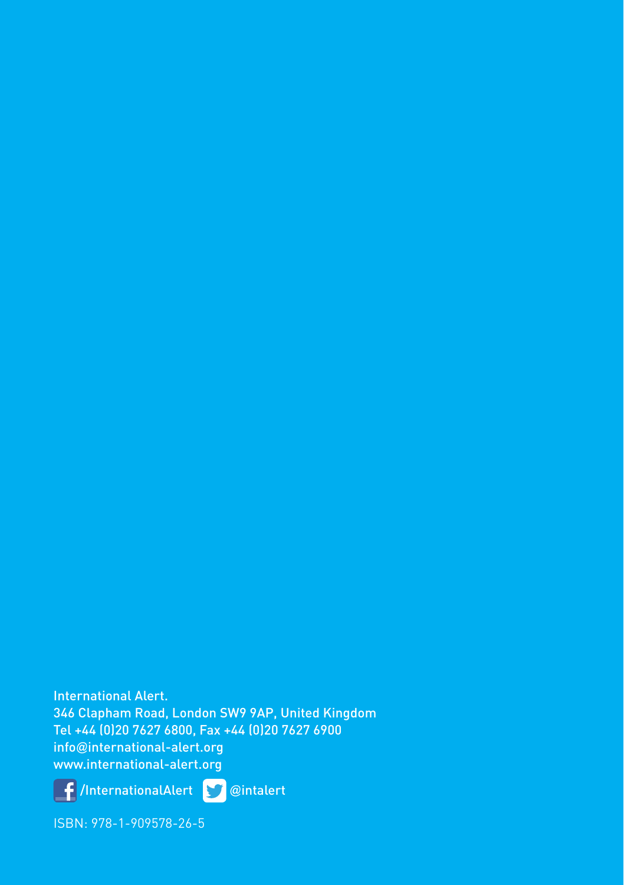International Alert.
346 Clapham Road, London SW9 9AP, United Kingdom
Tel +44 (0)20 7627 6800, Fax +44 (0)20 7627 6900
info@international-alert.org
www.international-alert.org

/InternationalAlert @intalert

ISBN: 978-1-909578-26-5